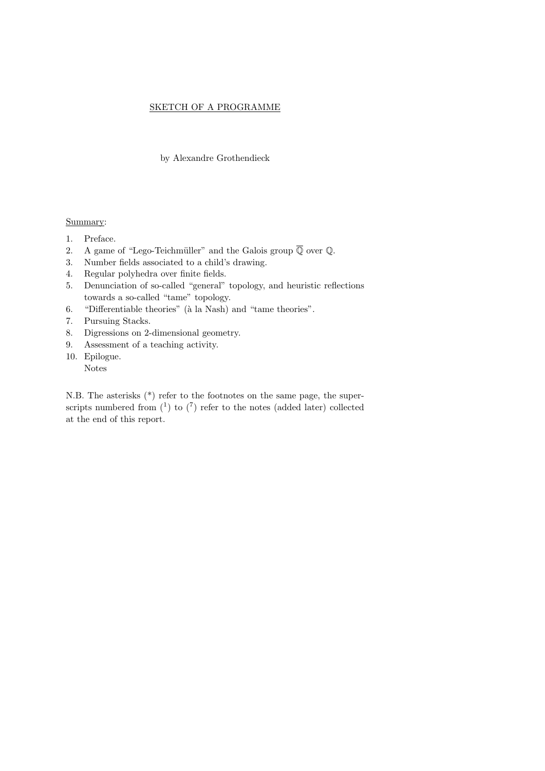# SKETCH OF A PROGRAMME

by Alexandre Grothendieck

Summary:

1. Preface.
2. A game of “Lego-Teichmüller” and the Galois group $\overline{\mathbb{Q}}$ over $\mathbb{Q}$.
3. Number fields associated to a child’s drawing.
4. Regular polyhedra over finite fields.
5. Denunciation of so-called “general” topology, and heuristic reflections towards a so-called “tame” topology.
6. “Differentiable theories” (à la Nash) and “tame theories”.
7. Pursuing Stacks.
8. Digressions on 2-dimensional geometry.
9. Assessment of a teaching activity.
10. Epilogue.

    Notes

N.B. The asterisks (*) refer to the footnotes on the same page, the superscripts numbered from (1) to (7) refer to the notes (added later) collected at the end of this report.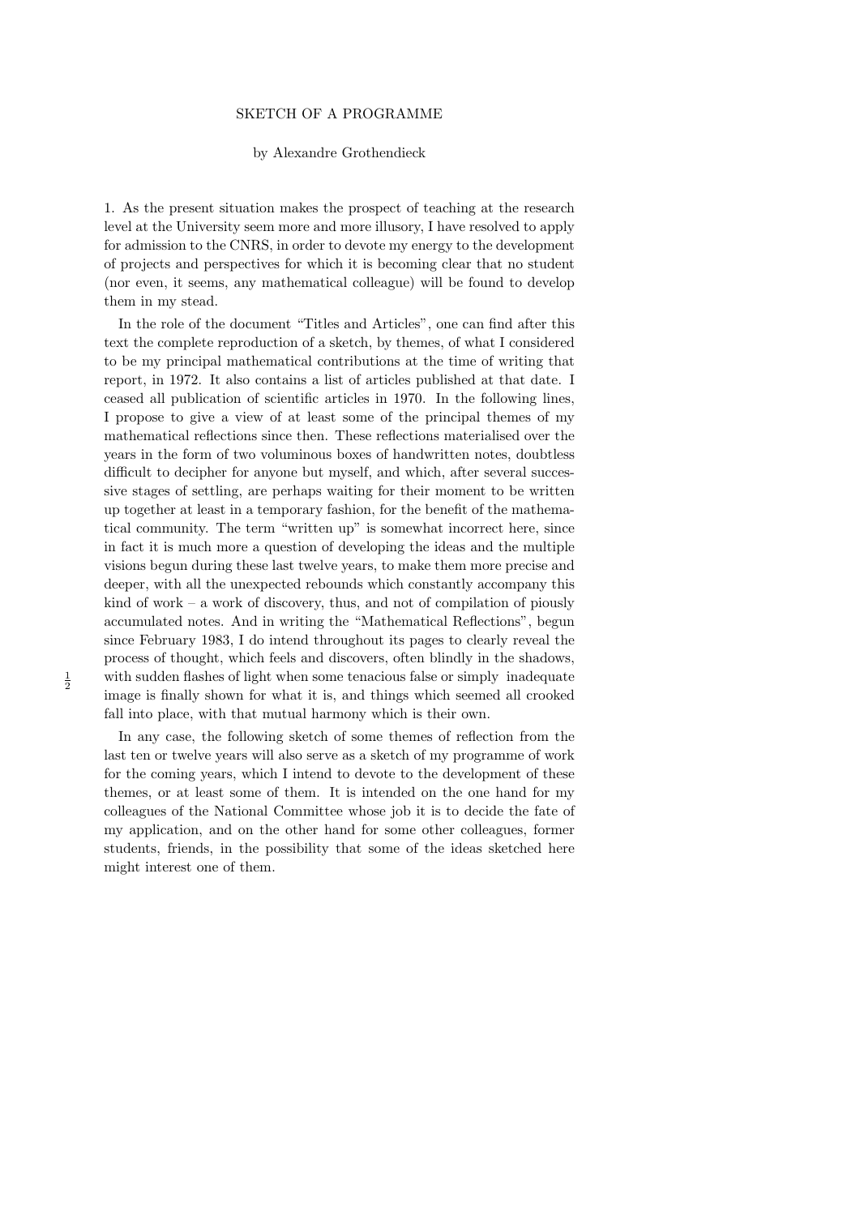SKETCH OF A PROGRAMME

by Alexandre Grothendieck

1. As the present situation makes the prospect of teaching at the research level at the University seem more and more illusory, I have resolved to apply for admission to the CNRS, in order to devote my energy to the development of projects and perspectives for which it is becoming clear that no student (nor even, it seems, any mathematical colleague) will be found to develop them in my stead.

In the role of the document "Titles and Articles", one can find after this text the complete reproduction of a sketch, by themes, of what I considered to be my principal mathematical contributions at the time of writing that report, in 1972. It also contains a list of articles published at that date. I ceased all publication of scientific articles in 1970. In the following lines, I propose to give a view of at least some of the principal themes of my mathematical reflections since then. These reflections materialised over the years in the form of two voluminous boxes of handwritten notes, doubtless difficult to decipher for anyone but myself, and which, after several successive stages of settling, are perhaps waiting for their moment to be written up together at least in a temporary fashion, for the benefit of the mathematical community. The term "written up" is somewhat incorrect here, since in fact it is much more a question of developing the ideas and the multiple visions begun during these last twelve years, to make them more precise and deeper, with all the unexpected rebounds which constantly accompany this kind of work – a work of discovery, thus, and not of compilation of piously accumulated notes. And in writing the "Mathematical Reflections", begun since February 1983, I do intend throughout its pages to clearly reveal the process of thought, which feels and discovers, often blindly in the shadows, with sudden flashes of light when some tenacious false or simply inadequate image is finally shown for what it is, and things which seemed all crooked fall into place, with that mutual harmony which is their own.

In any case, the following sketch of some themes of reflection from the last ten or twelve years will also serve as a sketch of my programme of work for the coming years, which I intend to devote to the development of these themes, or at least some of them. It is intended on the one hand for my colleagues of the National Committee whose job it is to decide the fate of my application, and on the other hand for some other colleagues, former students, friends, in the possibility that some of the ideas sketched here might interest one of them.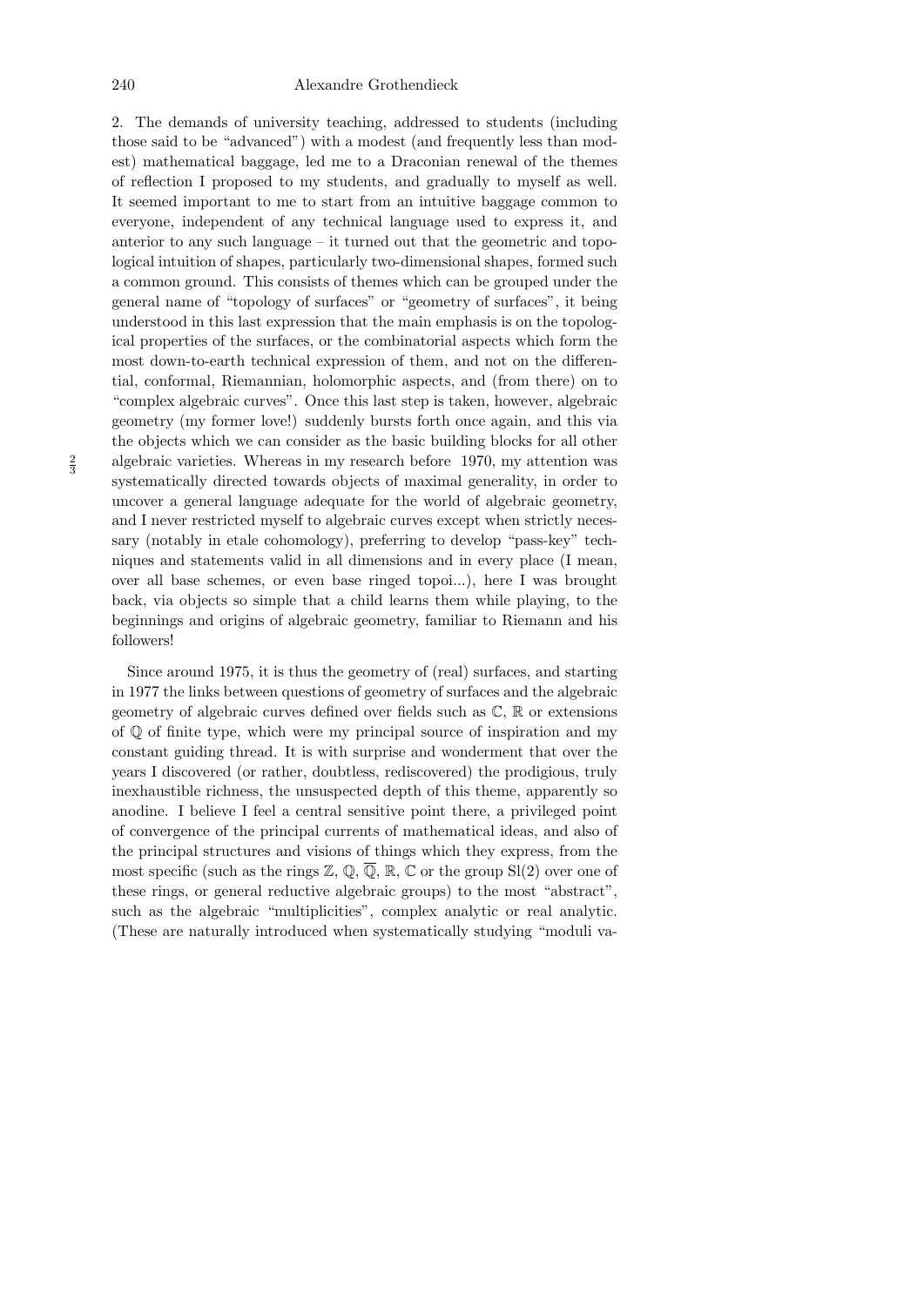2. The demands of university teaching, addressed to students (including those said to be "advanced") with a modest (and frequently less than modest) mathematical baggage, led me to a Draconian renewal of the themes of reflection I proposed to my students, and gradually to myself as well. It seemed important to me to start from an intuitive baggage common to everyone, independent of any technical language used to express it, and anterior to any such language – it turned out that the geometric and topological intuition of shapes, particularly two-dimensional shapes, formed such a common ground. This consists of themes which can be grouped under the general name of "topology of surfaces" or "geometry of surfaces", it being understood in this last expression that the main emphasis is on the topological properties of the surfaces, or the combinatorial aspects which form the most down-to-earth technical expression of them, and not on the differential, conformal, Riemannian, holomorphic aspects, and (from there) on to "complex algebraic curves". Once this last step is taken, however, algebraic geometry (my former love!) suddenly bursts forth once again, and this via the objects which we can consider as the basic building blocks for all other algebraic varieties. Whereas in my research before 1970, my attention was systematically directed towards objects of maximal generality, in order to uncover a general language adequate for the world of algebraic geometry, and I never restricted myself to algebraic curves except when strictly necessary (notably in etale cohomology), preferring to develop "pass-key" techniques and statements valid in all dimensions and in every place (I mean, over all base schemes, or even base ringed topoi...), here I was brought back, via objects so simple that a child learns them while playing, to the beginnings and origins of algebraic geometry, familiar to Riemann and his followers!

Since around 1975, it is thus the geometry of (real) surfaces, and starting in 1977 the links between questions of geometry of surfaces and the algebraic geometry of algebraic curves defined over fields such as $\mathbb{C}$, $\mathbb{R}$ or extensions of $\mathbb{Q}$ of finite type, which were my principal source of inspiration and my constant guiding thread. It is with surprise and wonderment that over the years I discovered (or rather, doubtless, rediscovered) the prodigious, truly inexhaustible richness, the unsuspected depth of this theme, apparently so anodine. I believe I feel a central sensitive point there, a privileged point of convergence of the principal currents of mathematical ideas, and also of the principal structures and visions of things which they express, from the most specific (such as the rings $\mathbb{Z}$, $\mathbb{Q}$, $\overline{\mathbb{Q}}$, $\mathbb{R}$, $\mathbb{C}$ or the group $\mathrm{Sl}(2)$ over one of these rings, or general reductive algebraic groups) to the most "abstract", such as the algebraic "multiplicities", complex analytic or real analytic. (These are naturally introduced when systematically studying "moduli va-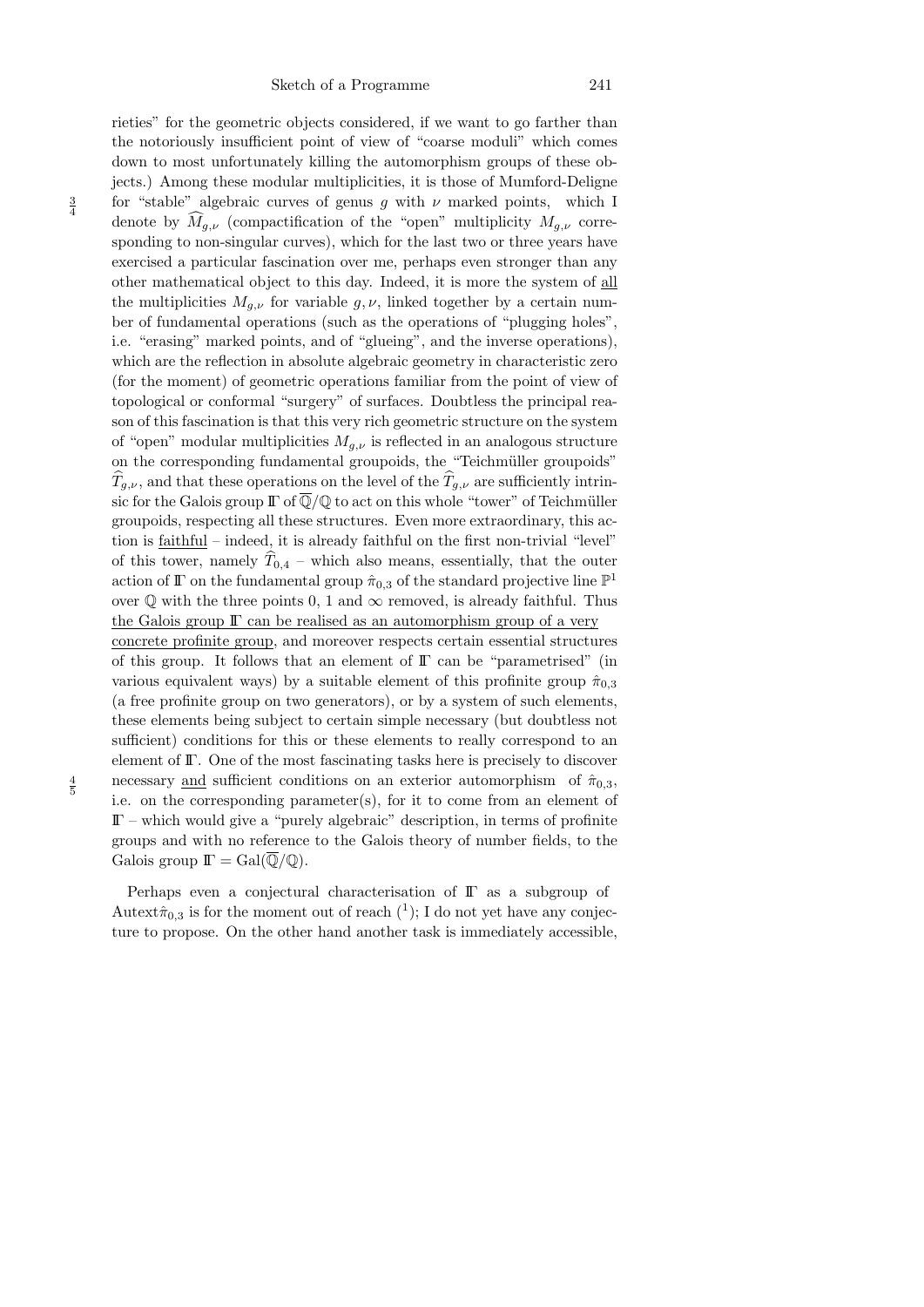rieties" for the geometric objects considered, if we want to go farther than the notoriously insufficient point of view of "coarse moduli" which comes down to most unfortunately killing the automorphism groups of these objects.) Among these modular multiplicities, it is those of Mumford-Deligne for "stable" algebraic curves of genus $g$ with $\nu$ marked points, which I denote by $\widehat{M}_{g,\nu}$ (compactification of the "open" multiplicity $M_{g,\nu}$ corresponding to non-singular curves), which for the last two or three years have exercised a particular fascination over me, perhaps even stronger than any other mathematical object to this day. Indeed, it is more the system of <u>all</u> the multiplicities $M_{g,\nu}$ for variable $g, \nu$, linked together by a certain number of fundamental operations (such as the operations of "plugging holes", i.e. "erasing" marked points, and of "glueing", and the inverse operations), which are the reflection in absolute algebraic geometry in characteristic zero (for the moment) of geometric operations familiar from the point of view of topological or conformal "surgery" of surfaces. Doubtless the principal reason of this fascination is that this very rich geometric structure on the system of "open" modular multiplicities $M_{g,\nu}$ is reflected in an analogous structure on the corresponding fundamental groupoids, the "Teichmüller groupoids" $\widehat{T}_{g,\nu}$, and that these operations on the level of the $\widehat{T}_{g,\nu}$ are sufficiently intrinsic for the Galois group $\Gamma$ of $\overline{\mathbb{Q}}/\mathbb{Q}$ to act on this whole "tower" of Teichmüller groupoids, respecting all these structures. Even more extraordinary, this action is <u>faithful</u> – indeed, it is already faithful on the first non-trivial "level" of this tower, namely $\widehat{T}_{0,4}$ – which also means, essentially, that the outer action of $\Gamma$ on the fundamental group $\hat{\pi}_{0,3}$ of the standard projective line $\mathbb{P}^1$ over $\mathbb{Q}$ with the three points 0, 1 and $\infty$ removed, is already faithful. Thus <u>the Galois group $\Gamma$ can be realised as an automorphism group of a very concrete profinite group</u>, and moreover respects certain essential structures of this group. It follows that an element of $\Gamma$ can be "parametrised" (in various equivalent ways) by a suitable element of this profinite group $\hat{\pi}_{0,3}$ (a free profinite group on two generators), or by a system of such elements, these elements being subject to certain simple necessary (but doubtless not sufficient) conditions for this or these elements to really correspond to an element of $\Gamma$. One of the most fascinating tasks here is precisely to discover necessary <u>and</u> sufficient conditions on an exterior automorphism of $\hat{\pi}_{0,3}$, i.e. on the corresponding parameter(s), for it to come from an element of $\Gamma$ – which would give a "purely algebraic" description, in terms of profinite groups and with no reference to the Galois theory of number fields, to the Galois group $\Gamma = \mathrm{Gal}(\overline{\mathbb{Q}}/\mathbb{Q})$.

Perhaps even a conjectural characterisation of $\Gamma$ as a subgroup of $\mathrm{Autext}\hat{\pi}_{0,3}$ is for the moment out of reach ([1]); I do not yet have any conjecture to propose. On the other hand another task is immediately accessible,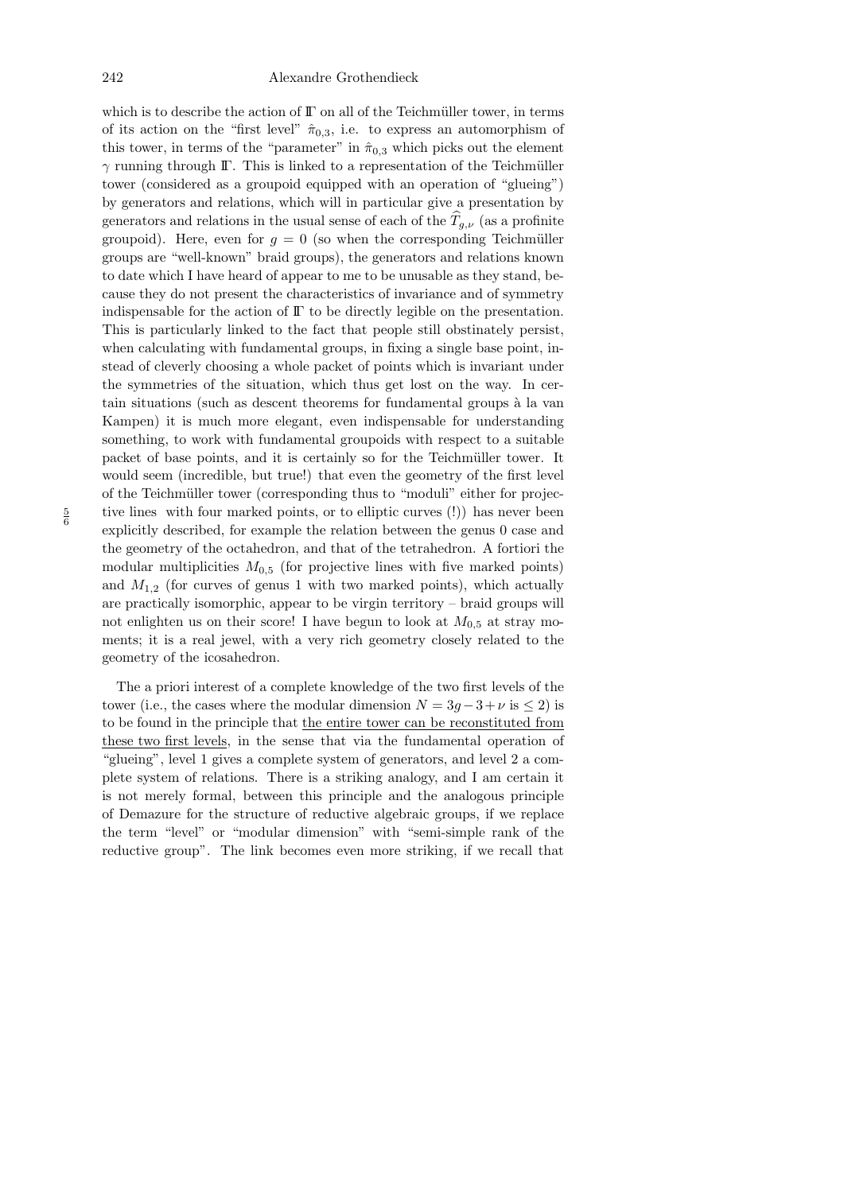which is to describe the action of $\mathbb{\Gamma}$ on all of the Teichmüller tower, in terms of its action on the "first level" $\hat{\pi}_{0,3}$, i.e. to express an automorphism of this tower, in terms of the "parameter" in $\hat{\pi}_{0,3}$ which picks out the element $\gamma$ running through $\mathbb{\Gamma}$. This is linked to a representation of the Teichmüller tower (considered as a groupoid equipped with an operation of "glueing") by generators and relations, which will in particular give a presentation by generators and relations in the usual sense of each of the $\widehat{T}_{g,\nu}$ (as a profinite groupoid). Here, even for $g = 0$ (so when the corresponding Teichmüller groups are "well-known" braid groups), the generators and relations known to date which I have heard of appear to me to be unusable as they stand, because they do not present the characteristics of invariance and of symmetry indispensable for the action of $\mathbb{\Gamma}$ to be directly legible on the presentation. This is particularly linked to the fact that people still obstinately persist, when calculating with fundamental groups, in fixing a single base point, instead of cleverly choosing a whole packet of points which is invariant under the symmetries of the situation, which thus get lost on the way. In certain situations (such as descent theorems for fundamental groups à la van Kampen) it is much more elegant, even indispensable for understanding something, to work with fundamental groupoids with respect to a suitable packet of base points, and it is certainly so for the Teichmüller tower. It would seem (incredible, but true!) that even the geometry of the first level of the Teichmüller tower (corresponding thus to "moduli" either for projective lines with four marked points, or to elliptic curves (!)) has never been explicitly described, for example the relation between the genus 0 case and the geometry of the octahedron, and that of the tetrahedron. A fortiori the modular multiplicities $M_{0,5}$ (for projective lines with five marked points) and $M_{1,2}$ (for curves of genus 1 with two marked points), which actually are practically isomorphic, appear to be virgin territory – braid groups will not enlighten us on their score! I have begun to look at $M_{0,5}$ at stray moments; it is a real jewel, with a very rich geometry closely related to the geometry of the icosahedron.

The a priori interest of a complete knowledge of the two first levels of the tower (i.e., the cases where the modular dimension $N = 3g-3+\nu$ is $\leq 2$) is to be found in the principle that <u>the entire tower can be reconstituted from these two first levels</u>, in the sense that via the fundamental operation of "glueing", level 1 gives a complete system of generators, and level 2 a complete system of relations. There is a striking analogy, and I am certain it is not merely formal, between this principle and the analogous principle of Demazure for the structure of reductive algebraic groups, if we replace the term "level" or "modular dimension" with "semi-simple rank of the reductive group". The link becomes even more striking, if we recall that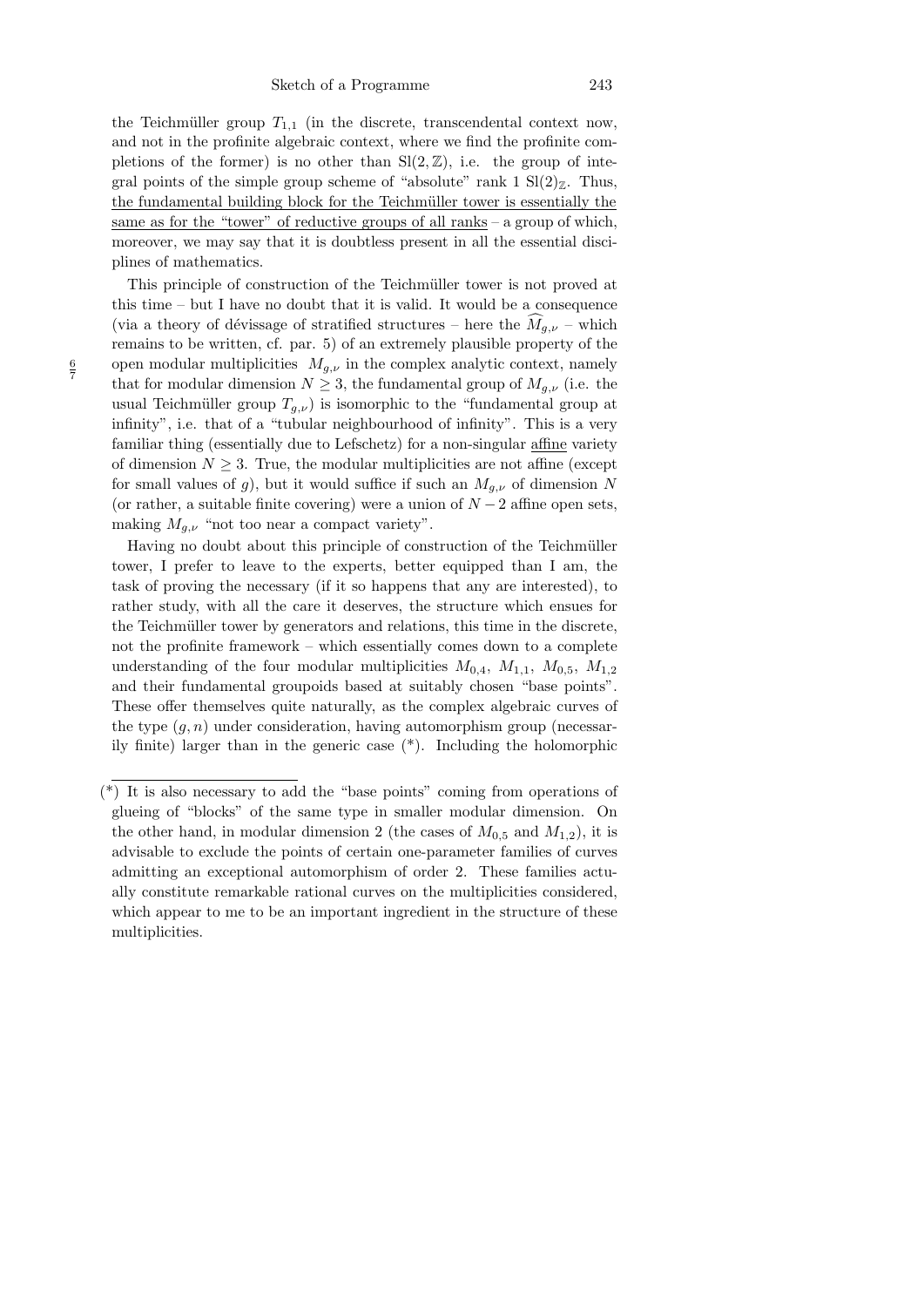the Teichmüller group $T_{1,1}$ (in the discrete, transcendental context now, and not in the profinite algebraic context, where we find the profinite completions of the former) is no other than $\mathrm{Sl}(2,\mathbb{Z})$, i.e. the group of integral points of the simple group scheme of "absolute" rank 1 $\mathrm{Sl}(2)_{\mathbb{Z}}$. Thus, <u>the fundamental building block for the Teichmüller tower is essentially the same as for the "tower" of reductive groups of all ranks</u> – a group of which, moreover, we may say that it is doubtless present in all the essential disciplines of mathematics.

This principle of construction of the Teichmüller tower is not proved at this time – but I have no doubt that it is valid. It would be a consequence (via a theory of dévissage of stratified structures – here the $\widehat{M}_{g,\nu}$ – which remains to be written, cf. par. 5) of an extremely plausible property of the open modular multiplicities $M_{g,\nu}$ in the complex analytic context, namely that for modular dimension $N \geq 3$, the fundamental group of $M_{g,\nu}$ (i.e. the usual Teichmüller group $T_{g,\nu}$) is isomorphic to the "fundamental group at infinity", i.e. that of a "tubular neighbourhood of infinity". This is a very familiar thing (essentially due to Lefschetz) for a non-singular <u>affine</u> variety of dimension $N \geq 3$. True, the modular multiplicities are not affine (except for small values of $g$), but it would suffice if such an $M_{g,\nu}$ of dimension $N$ (or rather, a suitable finite covering) were a union of $N-2$ affine open sets, making $M_{g,\nu}$ "not too near a compact variety".

Having no doubt about this principle of construction of the Teichmüller tower, I prefer to leave to the experts, better equipped than I am, the task of proving the necessary (if it so happens that any are interested), to rather study, with all the care it deserves, the structure which ensues for the Teichmüller tower by generators and relations, this time in the discrete, not the profinite framework – which essentially comes down to a complete understanding of the four modular multiplicities $M_{0,4}$, $M_{1,1}$, $M_{0,5}$, $M_{1,2}$ and their fundamental groupoids based at suitably chosen "base points". These offer themselves quite naturally, as the complex algebraic curves of the type $(g,n)$ under consideration, having automorphism group (necessarily finite) larger than in the generic case (*). Including the holomorphic

(*) It is also necessary to add the "base points" coming from operations of glueing of "blocks" of the same type in smaller modular dimension. On the other hand, in modular dimension 2 (the cases of $M_{0,5}$ and $M_{1,2}$), it is advisable to exclude the points of certain one-parameter families of curves admitting an exceptional automorphism of order 2. These families actually constitute remarkable rational curves on the multiplicities considered, which appear to me to be an important ingredient in the structure of these multiplicities.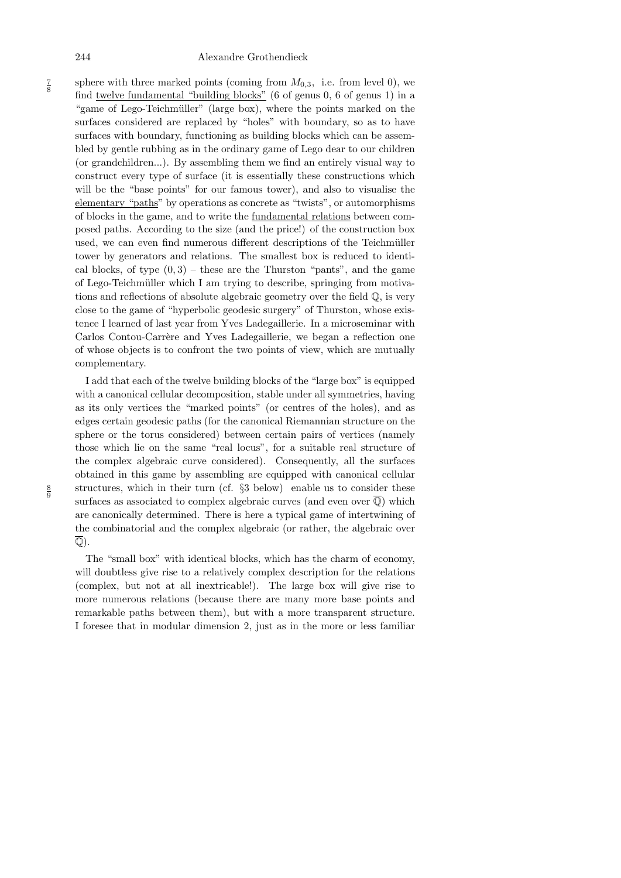sphere with three marked points (coming from $M_{0,3}$, i.e. from level 0), we find <u>twelve fundamental "building blocks"</u> (6 of genus 0, 6 of genus 1) in a "game of Lego-Teichmüller" (large box), where the points marked on the surfaces considered are replaced by "holes" with boundary, so as to have surfaces with boundary, functioning as building blocks which can be assembled by gentle rubbing as in the ordinary game of Lego dear to our children (or grandchildren...). By assembling them we find an entirely visual way to construct every type of surface (it is essentially these constructions which will be the "base points" for our famous tower), and also to visualise the <u>elementary "paths"</u> by operations as concrete as "twists", or automorphisms of blocks in the game, and to write the <u>fundamental relations</u> between composed paths. According to the size (and the price!) of the construction box used, we can even find numerous different descriptions of the Teichmüller tower by generators and relations. The smallest box is reduced to identical blocks, of type $(0, 3)$ – these are the Thurston "pants", and the game of Lego-Teichmüller which I am trying to describe, springing from motivations and reflections of absolute algebraic geometry over the field $\mathbb{Q}$, is very close to the game of "hyperbolic geodesic surgery" of Thurston, whose existence I learned of last year from Yves Ladegaillerie. In a microseminar with Carlos Contou-Carrère and Yves Ladegaillerie, we began a reflection one of whose objects is to confront the two points of view, which are mutually complementary.

I add that each of the twelve building blocks of the "large box" is equipped with a canonical cellular decomposition, stable under all symmetries, having as its only vertices the "marked points" (or centres of the holes), and as edges certain geodesic paths (for the canonical Riemannian structure on the sphere or the torus considered) between certain pairs of vertices (namely those which lie on the same "real locus", for a suitable real structure of the complex algebraic curve considered). Consequently, all the surfaces obtained in this game by assembling are equipped with canonical cellular structures, which in their turn (cf. §3 below) enable us to consider these surfaces as associated to complex algebraic curves (and even over $\overline{\mathbb{Q}}$) which are canonically determined. There is here a typical game of intertwining of the combinatorial and the complex algebraic (or rather, the algebraic over $\overline{\mathbb{Q}}$).

The "small box" with identical blocks, which has the charm of economy, will doubtless give rise to a relatively complex description for the relations (complex, but not at all inextricable!). The large box will give rise to more numerous relations (because there are many more base points and remarkable paths between them), but with a more transparent structure. I foresee that in modular dimension 2, just as in the more or less familiar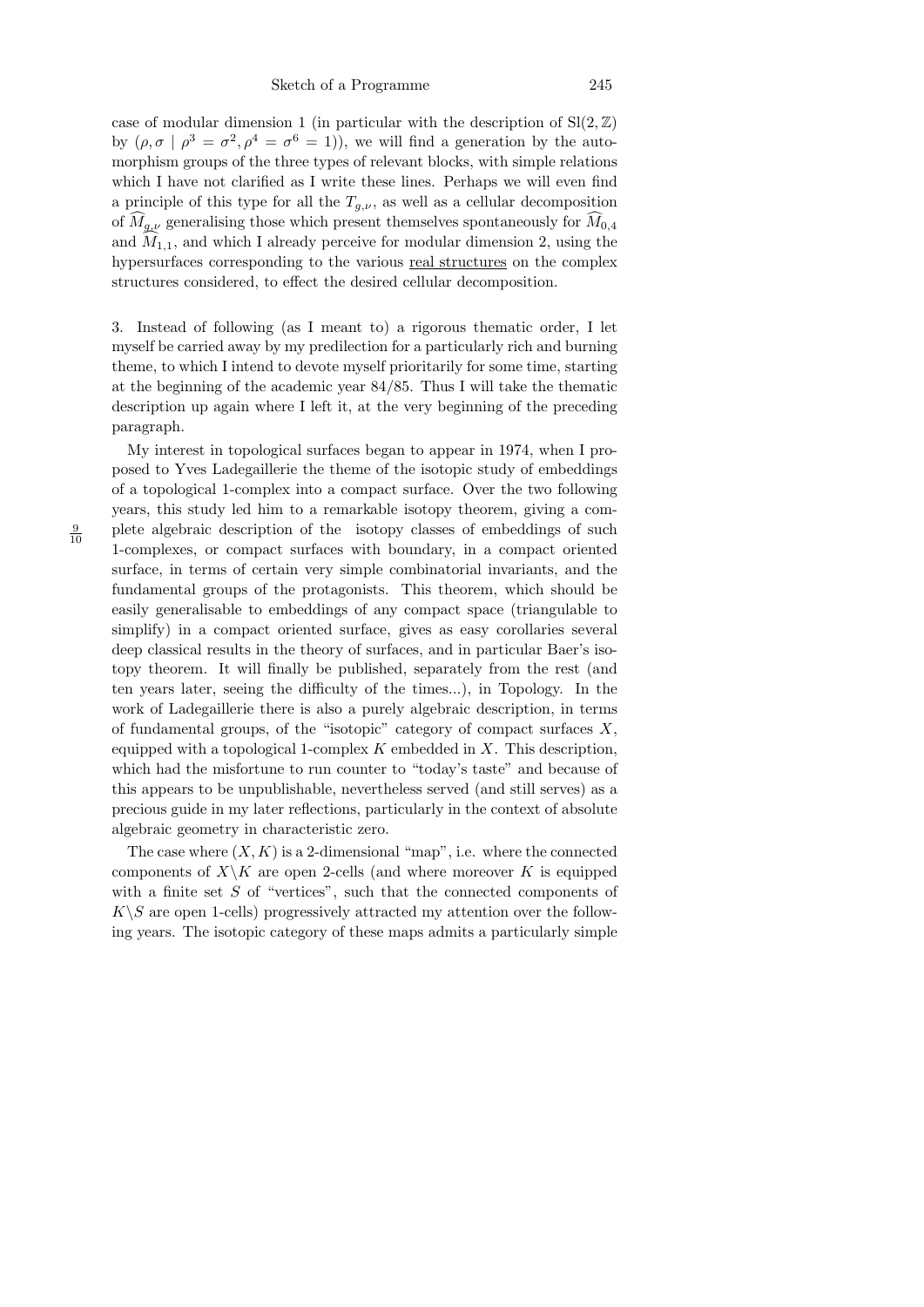case of modular dimension 1 (in particular with the description of $\mathrm{Sl}(2, \mathbb{Z})$ by $(\rho, \sigma \mid \rho^3 = \sigma^2, \rho^4 = \sigma^6 = 1)$), we will find a generation by the automorphism groups of the three types of relevant blocks, with simple relations which I have not clarified as I write these lines. Perhaps we will even find a principle of this type for all the $T_{g,\nu}$, as well as a cellular decomposition of $\widehat{M}_{g,\nu}$ generalising those which present themselves spontaneously for $\widehat{M}_{0,4}$ and $\widehat{M}_{1,1}$, and which I already perceive for modular dimension 2, using the hypersurfaces corresponding to the various real structures on the complex structures considered, to effect the desired cellular decomposition.

3. Instead of following (as I meant to) a rigorous thematic order, I let myself be carried away by my predilection for a particularly rich and burning theme, to which I intend to devote myself prioritarily for some time, starting at the beginning of the academic year 84/85. Thus I will take the thematic description up again where I left it, at the very beginning of the preceding paragraph.

My interest in topological surfaces began to appear in 1974, when I proposed to Yves Ladegaillerie the theme of the isotopic study of embeddings of a topological 1-complex into a compact surface. Over the two following years, this study led him to a remarkable isotopy theorem, giving a complete algebraic description of the isotopy classes of embeddings of such 1-complexes, or compact surfaces with boundary, in a compact oriented surface, in terms of certain very simple combinatorial invariants, and the fundamental groups of the protagonists. This theorem, which should be easily generalisable to embeddings of any compact space (triangulable to simplify) in a compact oriented surface, gives as easy corollaries several deep classical results in the theory of surfaces, and in particular Baer's isotopy theorem. It will finally be published, separately from the rest (and ten years later, seeing the difficulty of the times...), in Topology. In the work of Ladegaillerie there is also a purely algebraic description, in terms of fundamental groups, of the "isotopic" category of compact surfaces $X$, equipped with a topological 1-complex $K$ embedded in $X$. This description, which had the misfortune to run counter to "today's taste" and because of this appears to be unpublishable, nevertheless served (and still serves) as a precious guide in my later reflections, particularly in the context of absolute algebraic geometry in characteristic zero.

The case where $(X, K)$ is a 2-dimensional "map", i.e. where the connected components of $X \backslash K$ are open 2-cells (and where moreover $K$ is equipped with a finite set $S$ of "vertices", such that the connected components of $K \backslash S$ are open 1-cells) progressively attracted my attention over the following years. The isotopic category of these maps admits a particularly simple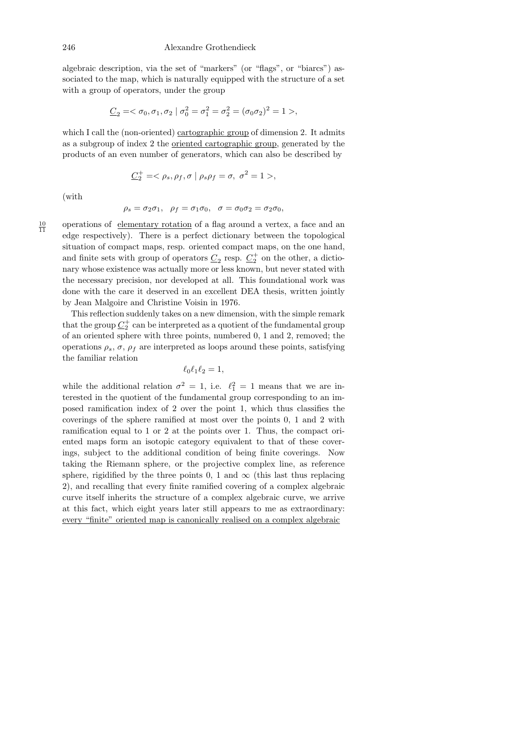algebraic description, via the set of "markers" (or "flags", or "biarcs") associated to the map, which is naturally equipped with the structure of a set with a group of operators, under the group

$$\underline{C}_2 = < \sigma_0, \sigma_1, \sigma_2 \mid \sigma_0^2 = \sigma_1^2 = \sigma_2^2 = (\sigma_0\sigma_2)^2 = 1 >,$$

which I call the (non-oriented) cartographic group of dimension 2. It admits as a subgroup of index 2 the oriented cartographic group, generated by the products of an even number of generators, which can also be described by

$$\underline{C}_2^+ = < \rho_s, \rho_f, \sigma \mid \rho_s\rho_f = \sigma,\ \sigma^2 = 1 >,$$

(with

$$\rho_s = \sigma_2\sigma_1, \quad \rho_f = \sigma_1\sigma_0, \quad \sigma = \sigma_0\sigma_2 = \sigma_2\sigma_0,$$

operations of elementary rotation of a flag around a vertex, a face and an edge respectively). There is a perfect dictionary between the topological situation of compact maps, resp. oriented compact maps, on the one hand, and finite sets with group of operators $\underline{C}_2$ resp. $\underline{C}_2^+$ on the other, a dictionary whose existence was actually more or less known, but never stated with the necessary precision, nor developed at all. This foundational work was done with the care it deserved in an excellent DEA thesis, written jointly by Jean Malgoire and Christine Voisin in 1976.

This reflection suddenly takes on a new dimension, with the simple remark that the group $\underline{C}_2^+$ can be interpreted as a quotient of the fundamental group of an oriented sphere with three points, numbered 0, 1 and 2, removed; the operations $\rho_s$, $\sigma$, $\rho_f$ are interpreted as loops around these points, satisfying the familiar relation

$$\ell_0\ell_1\ell_2 = 1,$$

while the additional relation $\sigma^2 = 1$, i.e. $\ell_1^2 = 1$ means that we are interested in the quotient of the fundamental group corresponding to an imposed ramification index of 2 over the point 1, which thus classifies the coverings of the sphere ramified at most over the points 0, 1 and 2 with ramification equal to 1 or 2 at the points over 1. Thus, the compact oriented maps form an isotopic category equivalent to that of these coverings, subject to the additional condition of being finite coverings. Now taking the Riemann sphere, or the projective complex line, as reference sphere, rigidified by the three points 0, 1 and $\infty$ (this last thus replacing 2), and recalling that every finite ramified covering of a complex algebraic curve itself inherits the structure of a complex algebraic curve, we arrive at this fact, which eight years later still appears to me as extraordinary: every "finite" oriented map is canonically realised on a complex algebraic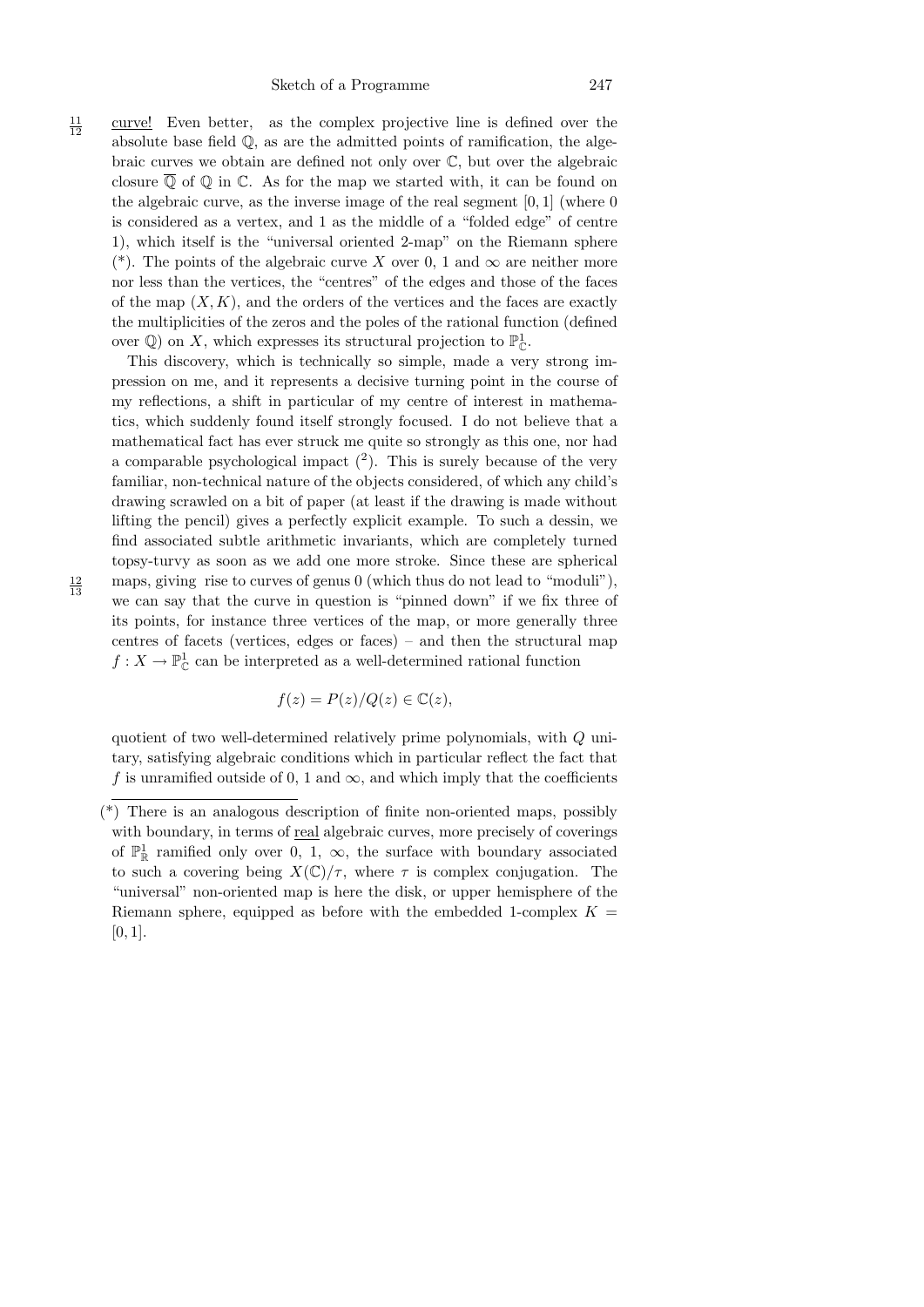curve! Even better, as the complex projective line is defined over the absolute base field $\mathbb{Q}$, as are the admitted points of ramification, the algebraic curves we obtain are defined not only over $\mathbb{C}$, but over the algebraic closure $\overline{\mathbb{Q}}$ of $\mathbb{Q}$ in $\mathbb{C}$. As for the map we started with, it can be found on the algebraic curve, as the inverse image of the real segment $[0, 1]$ (where 0 is considered as a vertex, and 1 as the middle of a "folded edge" of centre 1), which itself is the "universal oriented 2-map" on the Riemann sphere (*). The points of the algebraic curve $X$ over 0, 1 and $\infty$ are neither more nor less than the vertices, the "centres" of the edges and those of the faces of the map $(X, K)$, and the orders of the vertices and the faces are exactly the multiplicities of the zeros and the poles of the rational function (defined over $\mathbb{Q}$) on $X$, which expresses its structural projection to $\mathbb{P}^1_{\mathbb{C}}$.

This discovery, which is technically so simple, made a very strong impression on me, and it represents a decisive turning point in the course of my reflections, a shift in particular of my centre of interest in mathematics, which suddenly found itself strongly focused. I do not believe that a mathematical fact has ever struck me quite so strongly as this one, nor had a comparable psychological impact (2). This is surely because of the very familiar, non-technical nature of the objects considered, of which any child's drawing scrawled on a bit of paper (at least if the drawing is made without lifting the pencil) gives a perfectly explicit example. To such a dessin, we find associated subtle arithmetic invariants, which are completely turned topsy-turvy as soon as we add one more stroke. Since these are spherical maps, giving rise to curves of genus 0 (which thus do not lead to "moduli"), we can say that the curve in question is "pinned down" if we fix three of its points, for instance three vertices of the map, or more generally three centres of facets (vertices, edges or faces) – and then the structural map $f : X \to \mathbb{P}^1_{\mathbb{C}}$ can be interpreted as a well-determined rational function

$$f(z) = P(z)/Q(z) \in \mathbb{C}(z),$$

quotient of two well-determined relatively prime polynomials, with $Q$ unitary, satisfying algebraic conditions which in particular reflect the fact that $f$ is unramified outside of 0, 1 and $\infty$, and which imply that the coefficients

(*) There is an analogous description of finite non-oriented maps, possibly with boundary, in terms of real algebraic curves, more precisely of coverings of $\mathbb{P}^1_{\mathbb{R}}$ ramified only over 0, 1, $\infty$, the surface with boundary associated to such a covering being $X(\mathbb{C})/\tau$, where $\tau$ is complex conjugation. The "universal" non-oriented map is here the disk, or upper hemisphere of the Riemann sphere, equipped as before with the embedded 1-complex $K = [0, 1]$.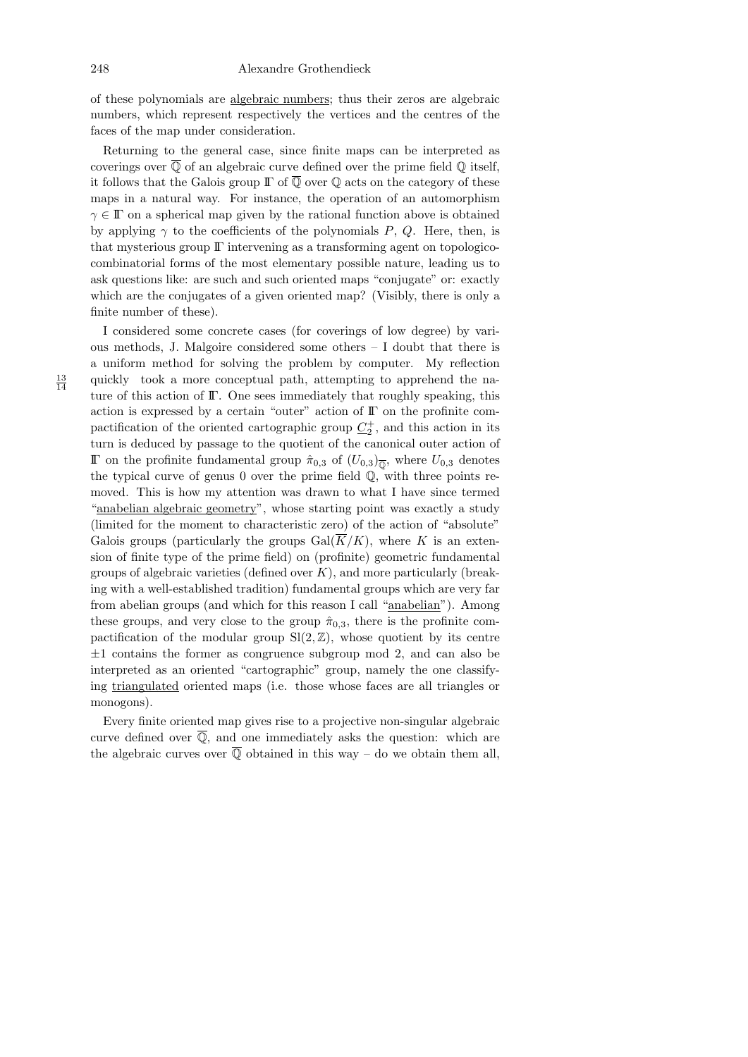of these polynomials are <u>algebraic numbers</u>; thus their zeros are algebraic numbers, which represent respectively the vertices and the centres of the faces of the map under consideration.

Returning to the general case, since finite maps can be interpreted as coverings over $\overline{\mathbb{Q}}$ of an algebraic curve defined over the prime field $\mathbb{Q}$ itself, it follows that the Galois group $\mathbb{\Gamma}$ of $\overline{\mathbb{Q}}$ over $\mathbb{Q}$ acts on the category of these maps in a natural way. For instance, the operation of an automorphism $\gamma \in \mathbb{\Gamma}$ on a spherical map given by the rational function above is obtained by applying $\gamma$ to the coefficients of the polynomials $P$, $Q$. Here, then, is that mysterious group $\mathbb{\Gamma}$ intervening as a transforming agent on topologico-combinatorial forms of the most elementary possible nature, leading us to ask questions like: are such and such oriented maps "conjugate" or: exactly which are the conjugates of a given oriented map? (Visibly, there is only a finite number of these).

I considered some concrete cases (for coverings of low degree) by various methods, J. Malgoire considered some others – I doubt that there is a uniform method for solving the problem by computer. My reflection quickly [13/14] took a more conceptual path, attempting to apprehend the nature of this action of $\mathbb{\Gamma}$. One sees immediately that roughly speaking, this action is expressed by a certain "outer" action of $\mathbb{\Gamma}$ on the profinite compactification of the oriented cartographic group $\underline{C}_2^+$, and this action in its turn is deduced by passage to the quotient of the canonical outer action of $\mathbb{\Gamma}$ on the profinite fundamental group $\hat{\pi}_{0,3}$ of $(U_{0,3})_{\overline{\mathbb{Q}}}$, where $U_{0,3}$ denotes the typical curve of genus 0 over the prime field $\mathbb{Q}$, with three points removed. This is how my attention was drawn to what I have since termed "<u>anabelian algebraic geometry</u>", whose starting point was exactly a study (limited for the moment to characteristic zero) of the action of "absolute" Galois groups (particularly the groups $\mathrm{Gal}(\overline{K}/K)$, where $K$ is an extension of finite type of the prime field) on (profinite) geometric fundamental groups of algebraic varieties (defined over $K$), and more particularly (breaking with a well-established tradition) fundamental groups which are very far from abelian groups (and which for this reason I call "<u>anabelian</u>"). Among these groups, and very close to the group $\hat{\pi}_{0,3}$, there is the profinite compactification of the modular group $\mathrm{Sl}(2,\mathbb{Z})$, whose quotient by its centre $\pm 1$ contains the former as congruence subgroup mod 2, and can also be interpreted as an oriented "cartographic" group, namely the one classifying <u>triangulated</u> oriented maps (i.e. those whose faces are all triangles or monogons).

Every finite oriented map gives rise to a projective non-singular algebraic curve defined over $\overline{\mathbb{Q}}$, and one immediately asks the question: which are the algebraic curves over $\overline{\mathbb{Q}}$ obtained in this way – do we obtain them all,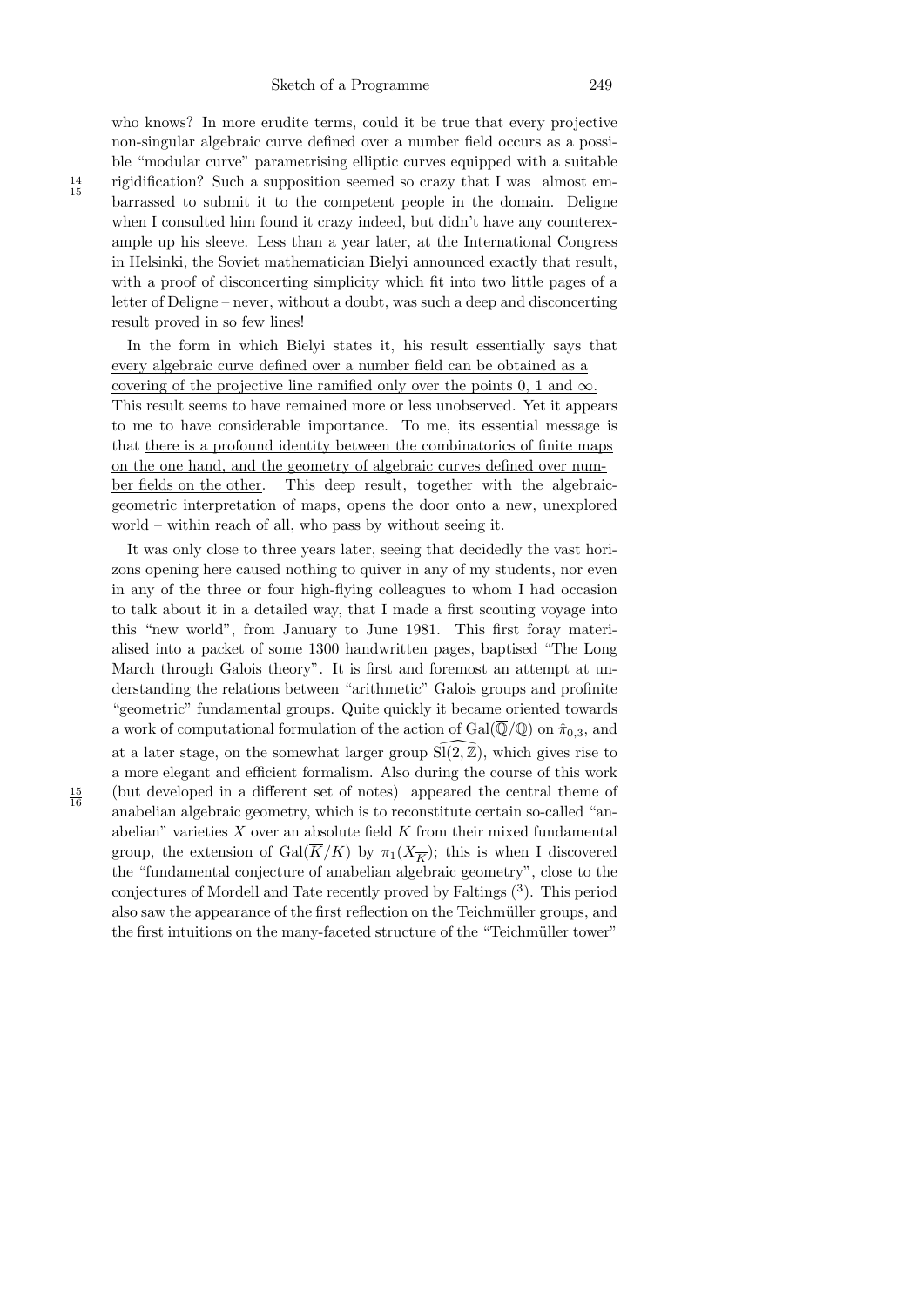who knows? In more erudite terms, could it be true that every projective non-singular algebraic curve defined over a number field occurs as a possible "modular curve" parametrising elliptic curves equipped with a suitable rigidification? Such a supposition seemed so crazy that I was almost embarrassed to submit it to the competent people in the domain. Deligne when I consulted him found it crazy indeed, but didn't have any counterexample up his sleeve. Less than a year later, at the International Congress in Helsinki, the Soviet mathematician Bielyi announced exactly that result, with a proof of disconcerting simplicity which fit into two little pages of a letter of Deligne – never, without a doubt, was such a deep and disconcerting result proved in so few lines!

In the form in which Bielyi states it, his result essentially says that <u>every algebraic curve defined over a number field can be obtained as a covering of the projective line ramified only over the points 0, 1 and $\infty$.</u> This result seems to have remained more or less unobserved. Yet it appears to me to have considerable importance. To me, its essential message is that <u>there is a profound identity between the combinatorics of finite maps on the one hand, and the geometry of algebraic curves defined over number fields on the other</u>. This deep result, together with the algebraic-geometric interpretation of maps, opens the door onto a new, unexplored world – within reach of all, who pass by without seeing it.

It was only close to three years later, seeing that decidedly the vast horizons opening here caused nothing to quiver in any of my students, nor even in any of the three or four high-flying colleagues to whom I had occasion to talk about it in a detailed way, that I made a first scouting voyage into this "new world", from January to June 1981. This first foray materialised into a packet of some 1300 handwritten pages, baptised "The Long March through Galois theory". It is first and foremost an attempt at understanding the relations between "arithmetic" Galois groups and profinite "geometric" fundamental groups. Quite quickly it became oriented towards a work of computational formulation of the action of $\mathrm{Gal}(\overline{\mathbb{Q}}/\mathbb{Q})$ on $\hat{\pi}_{0,3}$, and at a later stage, on the somewhat larger group $\widehat{\mathrm{Sl}(2,\mathbb{Z})}$, which gives rise to a more elegant and efficient formalism. Also during the course of this work (but developed in a different set of notes) appeared the central theme of anabelian algebraic geometry, which is to reconstitute certain so-called "anabelian" varieties $X$ over an absolute field $K$ from their mixed fundamental group, the extension of $\mathrm{Gal}(\overline{K}/K)$ by $\pi_1(X_{\overline{K}})$; this is when I discovered the "fundamental conjecture of anabelian algebraic geometry", close to the conjectures of Mordell and Tate recently proved by Faltings ([3]). This period also saw the appearance of the first reflection on the Teichmüller groups, and the first intuitions on the many-faceted structure of the "Teichmüller tower"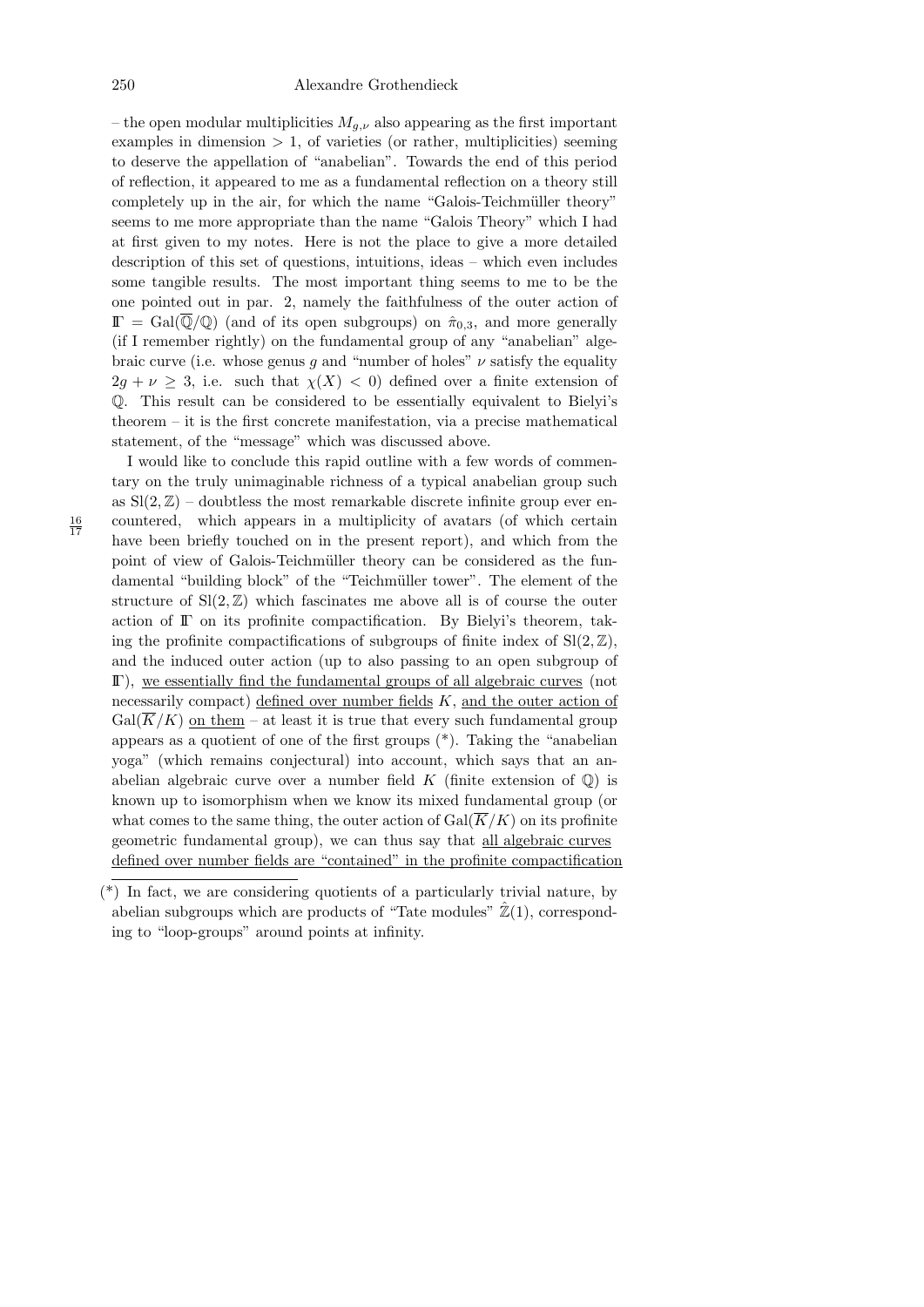– the open modular multiplicities $M_{g,\nu}$ also appearing as the first important examples in dimension $> 1$, of varieties (or rather, multiplicities) seeming to deserve the appellation of "anabelian". Towards the end of this period of reflection, it appeared to me as a fundamental reflection on a theory still completely up in the air, for which the name "Galois-Teichmüller theory" seems to me more appropriate than the name "Galois Theory" which I had at first given to my notes. Here is not the place to give a more detailed description of this set of questions, intuitions, ideas – which even includes some tangible results. The most important thing seems to me to be the one pointed out in par. 2, namely the faithfulness of the outer action of $\mathbb{\Gamma} = \mathrm{Gal}(\overline{\mathbb{Q}}/\mathbb{Q})$ (and of its open subgroups) on $\hat{\pi}_{0,3}$, and more generally (if I remember rightly) on the fundamental group of any "anabelian" algebraic curve (i.e. whose genus $g$ and "number of holes" $\nu$ satisfy the equality $2g + \nu \geq 3$, i.e. such that $\chi(X) < 0$) defined over a finite extension of $\mathbb{Q}$. This result can be considered to be essentially equivalent to Bielyi's theorem – it is the first concrete manifestation, via a precise mathematical statement, of the "message" which was discussed above.

I would like to conclude this rapid outline with a few words of commentary on the truly unimaginable richness of a typical anabelian group such as $\mathrm{Sl}(2,\mathbb{Z})$ – doubtless the most remarkable discrete infinite group ever encountered, which appears in a multiplicity of avatars (of which certain have been briefly touched on in the present report), and which from the point of view of Galois-Teichmüller theory can be considered as the fundamental "building block" of the "Teichmüller tower". The element of the structure of $\mathrm{Sl}(2,\mathbb{Z})$ which fascinates me above all is of course the outer action of $\mathbb{\Gamma}$ on its profinite compactification. By Bielyi's theorem, taking the profinite compactifications of subgroups of finite index of $\mathrm{Sl}(2,\mathbb{Z})$, and the induced outer action (up to also passing to an open subgroup of $\mathbb{\Gamma}$), <u>we essentially find the fundamental groups of all algebraic curves</u> (not necessarily compact) <u>defined over number fields</u> $K$, <u>and the outer action of</u> $\mathrm{Gal}(\overline{K}/K)$ <u>on them</u> – at least it is true that every such fundamental group appears as a quotient of one of the first groups (*). Taking the "anabelian yoga" (which remains conjectural) into account, which says that an anabelian algebraic curve over a number field $K$ (finite extension of $\mathbb{Q}$) is known up to isomorphism when we know its mixed fundamental group (or what comes to the same thing, the outer action of $\mathrm{Gal}(\overline{K}/K)$ on its profinite geometric fundamental group), we can thus say that <u>all algebraic curves defined over number fields are "contained" in the profinite compactification</u>

(*) In fact, we are considering quotients of a particularly trivial nature, by abelian subgroups which are products of "Tate modules" $\hat{\mathbb{Z}}(1)$, corresponding to "loop-groups" around points at infinity.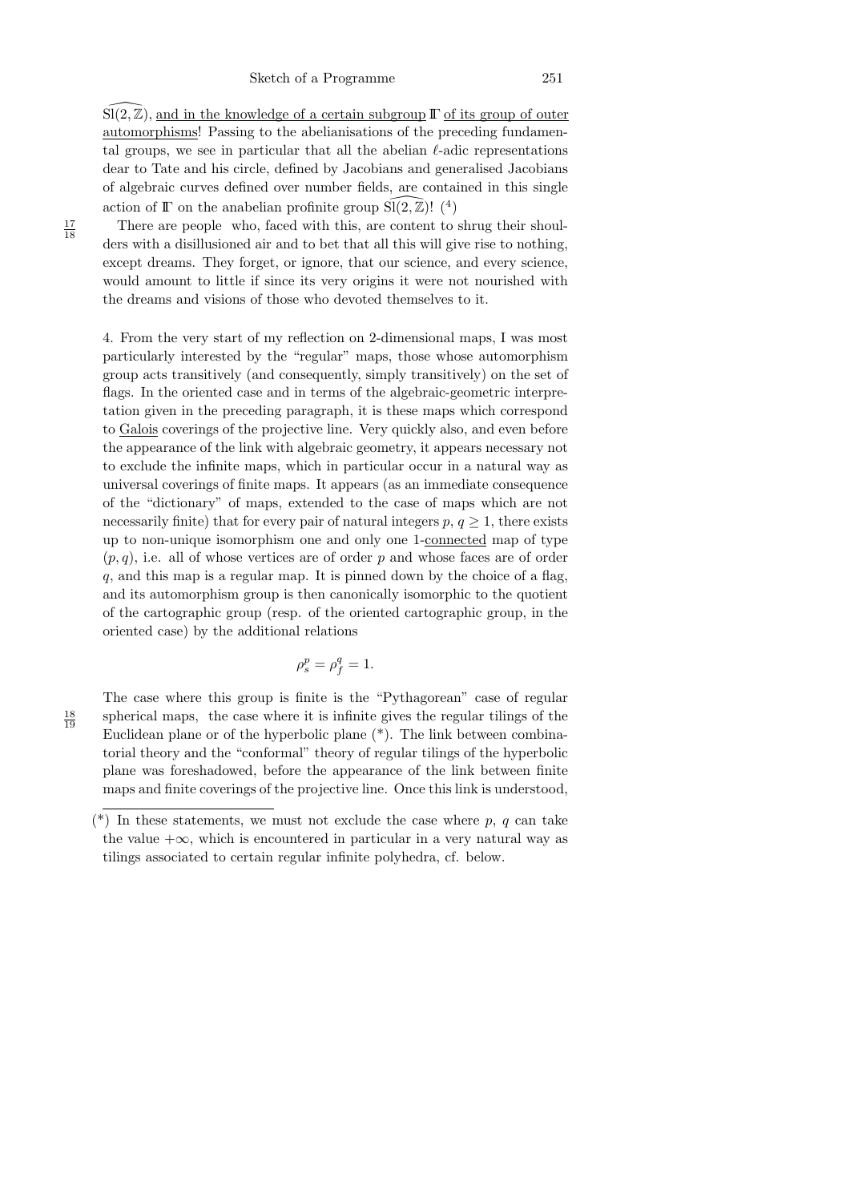$\widehat{\mathrm{Sl}(2,\mathbb{Z})}$, <u>and in the knowledge of a certain subgroup $\mathbb{\Gamma}$ of its group of outer automorphisms</u>! Passing to the abelianisations of the preceding fundamental groups, we see in particular that all the abelian $\ell$-adic representations dear to Tate and his circle, defined by Jacobians and generalised Jacobians of algebraic curves defined over number fields, <u>are contained</u> in this single action of $\mathbb{\Gamma}$ on the anabelian profinite group $\widehat{\mathrm{Sl}(2,\mathbb{Z})}$! (4)

There are people who, faced with this, are content to shrug their shoulders with a disillusioned air and to bet that all this will give rise to nothing, except dreams. They forget, or ignore, that our science, and every science, would amount to little if since its very origins it were not nourished with the dreams and visions of those who devoted themselves to it.

4. From the very start of my reflection on 2-dimensional maps, I was most particularly interested by the "regular" maps, those whose automorphism group acts transitively (and consequently, simply transitively) on the set of flags. In the oriented case and in terms of the algebraic-geometric interpretation given in the preceding paragraph, it is these maps which correspond to <u>Galois</u> coverings of the projective line. Very quickly also, and even before the appearance of the link with algebraic geometry, it appears necessary not to exclude the infinite maps, which in particular occur in a natural way as universal coverings of finite maps. It appears (as an immediate consequence of the "dictionary" of maps, extended to the case of maps which are not necessarily finite) that for every pair of natural integers $p$, $q \geq 1$, there exists up to non-unique isomorphism one and only one 1-<u>connected</u> map of type $(p, q)$, i.e. all of whose vertices are of order $p$ and whose faces are of order $q$, and this map is a regular map. It is pinned down by the choice of a flag, and its automorphism group is then canonically isomorphic to the quotient of the cartographic group (resp. of the oriented cartographic group, in the oriented case) by the additional relations

$$\rho_s^p = \rho_f^q = 1.$$

The case where this group is finite is the "Pythagorean" case of regular spherical maps, the case where it is infinite gives the regular tilings of the Euclidean plane or of the hyperbolic plane (*). The link between combinatorial theory and the "conformal" theory of regular tilings of the hyperbolic plane was foreshadowed, before the appearance of the link between finite maps and finite coverings of the projective line. Once this link is understood,

(*) In these statements, we must not exclude the case where $p$, $q$ can take the value $+\infty$, which is encountered in particular in a very natural way as tilings associated to certain regular infinite polyhedra, cf. below.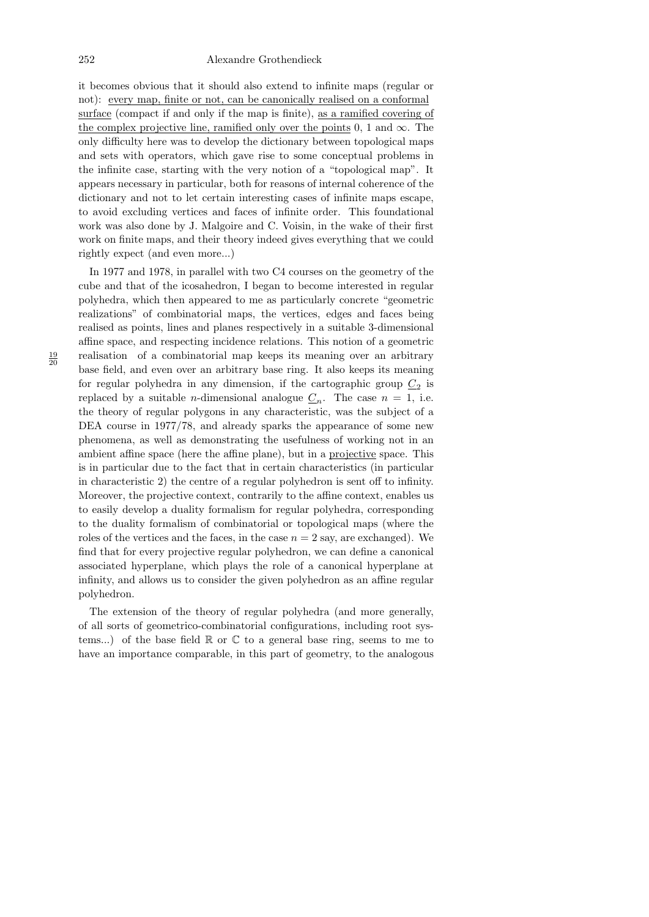it becomes obvious that it should also extend to infinite maps (regular or not): <u>every map, finite or not, can be canonically realised on a conformal surface</u> (compact if and only if the map is finite), <u>as a ramified covering of the complex projective line, ramified only over the points</u> 0, 1 and $\infty$. The only difficulty here was to develop the dictionary between topological maps and sets with operators, which gave rise to some conceptual problems in the infinite case, starting with the very notion of a "topological map". It appears necessary in particular, both for reasons of internal coherence of the dictionary and not to let certain interesting cases of infinite maps escape, to avoid excluding vertices and faces of infinite order. This foundational work was also done by J. Malgoire and C. Voisin, in the wake of their first work on finite maps, and their theory indeed gives everything that we could rightly expect (and even more...)

In 1977 and 1978, in parallel with two C4 courses on the geometry of the cube and that of the icosahedron, I began to become interested in regular polyhedra, which then appeared to me as particularly concrete "geometric realizations" of combinatorial maps, the vertices, edges and faces being realised as points, lines and planes respectively in a suitable 3-dimensional affine space, and respecting incidence relations. This notion of a geometric realisation of a combinatorial map keeps its meaning over an arbitrary base field, and even over an arbitrary base ring. It also keeps its meaning for regular polyhedra in any dimension, if the cartographic group $\underline{C}_2$ is replaced by a suitable $n$-dimensional analogue $\underline{C}_n$. The case $n = 1$, i.e. the theory of regular polygons in any characteristic, was the subject of a DEA course in 1977/78, and already sparks the appearance of some new phenomena, as well as demonstrating the usefulness of working not in an ambient affine space (here the affine plane), but in a <u>projective</u> space. This is in particular due to the fact that in certain characteristics (in particular in characteristic 2) the centre of a regular polyhedron is sent off to infinity. Moreover, the projective context, contrarily to the affine context, enables us to easily develop a duality formalism for regular polyhedra, corresponding to the duality formalism of combinatorial or topological maps (where the roles of the vertices and the faces, in the case $n = 2$ say, are exchanged). We find that for every projective regular polyhedron, we can define a canonical associated hyperplane, which plays the role of a canonical hyperplane at infinity, and allows us to consider the given polyhedron as an affine regular polyhedron.

The extension of the theory of regular polyhedra (and more generally, of all sorts of geometrico-combinatorial configurations, including root systems...) of the base field $\mathbb{R}$ or $\mathbb{C}$ to a general base ring, seems to me to have an importance comparable, in this part of geometry, to the analogous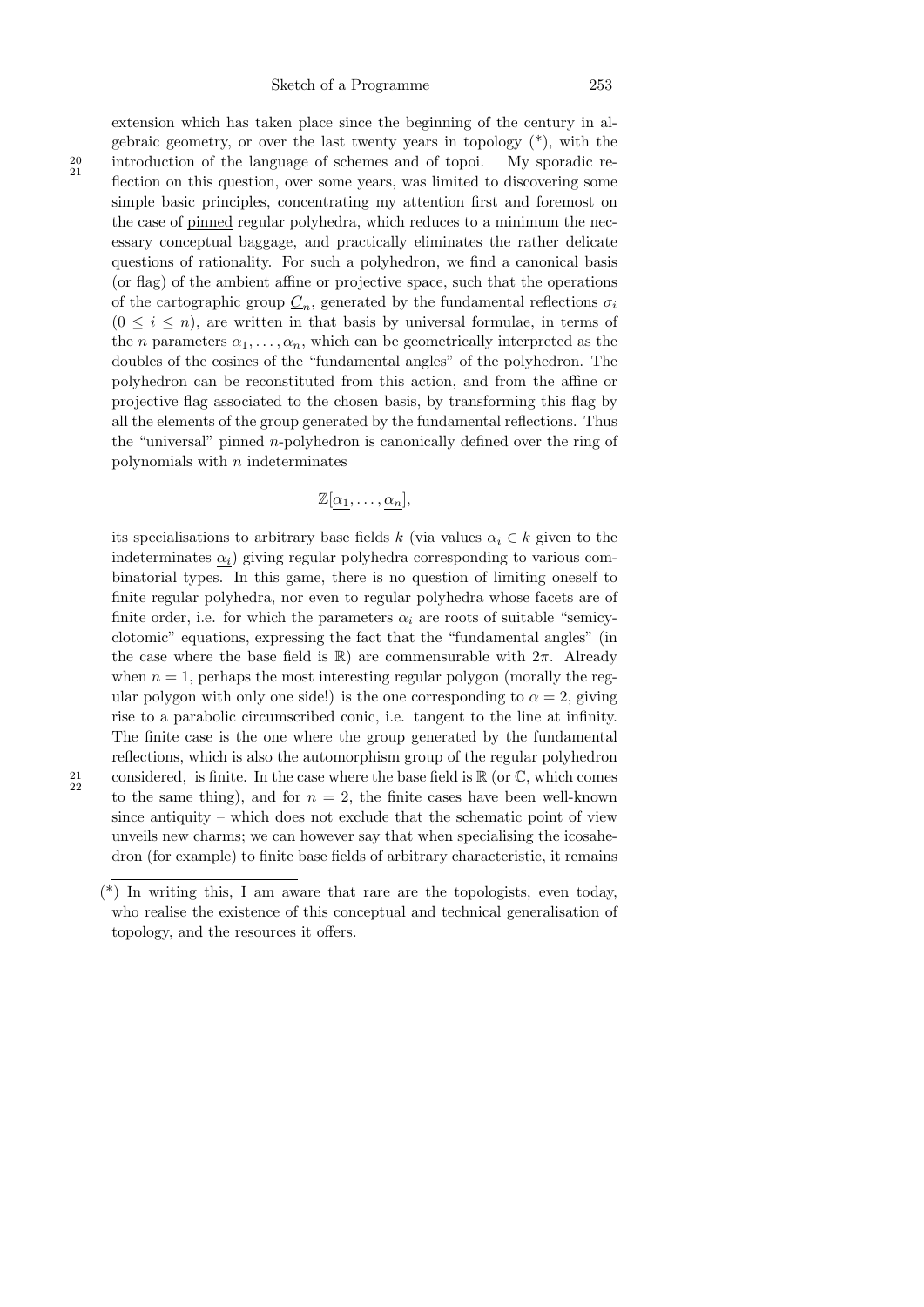extension which has taken place since the beginning of the century in algebraic geometry, or over the last twenty years in topology (*), with the introduction of the language of schemes and of topoi. My sporadic reflection on this question, over some years, was limited to discovering some simple basic principles, concentrating my attention first and foremost on the case of <u>pinned</u> regular polyhedra, which reduces to a minimum the necessary conceptual baggage, and practically eliminates the rather delicate questions of rationality. For such a polyhedron, we find a canonical basis (or flag) of the ambient affine or projective space, such that the operations of the cartographic group $\underline{C}_n$, generated by the fundamental reflections $\sigma_i$ ($0 \leq i \leq n$), are written in that basis by universal formulae, in terms of the $n$ parameters $\alpha_1, \ldots, \alpha_n$, which can be geometrically interpreted as the doubles of the cosines of the "fundamental angles" of the polyhedron. The polyhedron can be reconstituted from this action, and from the affine or projective flag associated to the chosen basis, by transforming this flag by all the elements of the group generated by the fundamental reflections. Thus the "universal" pinned $n$-polyhedron is canonically defined over the ring of polynomials with $n$ indeterminates

$$\mathbb{Z}[\underline{\alpha_1}, \ldots, \underline{\alpha_n}],$$

its specialisations to arbitrary base fields $k$ (via values $\alpha_i \in k$ given to the indeterminates $\underline{\alpha_i}$) giving regular polyhedra corresponding to various combinatorial types. In this game, there is no question of limiting oneself to finite regular polyhedra, nor even to regular polyhedra whose facets are of finite order, i.e. for which the parameters $\alpha_i$ are roots of suitable "semicyclotomic" equations, expressing the fact that the "fundamental angles" (in the case where the base field is $\mathbb{R}$) are commensurable with $2\pi$. Already when $n = 1$, perhaps the most interesting regular polygon (morally the regular polygon with only one side!) is the one corresponding to $\alpha = 2$, giving rise to a parabolic circumscribed conic, i.e. tangent to the line at infinity. The finite case is the one where the group generated by the fundamental reflections, which is also the automorphism group of the regular polyhedron considered, is finite. In the case where the base field is $\mathbb{R}$ (or $\mathbb{C}$, which comes to the same thing), and for $n = 2$, the finite cases have been well-known since antiquity – which does not exclude that the schematic point of view unveils new charms; we can however say that when specialising the icosahedron (for example) to finite base fields of arbitrary characteristic, it remains

(*) In writing this, I am aware that rare are the topologists, even today, who realise the existence of this conceptual and technical generalisation of topology, and the resources it offers.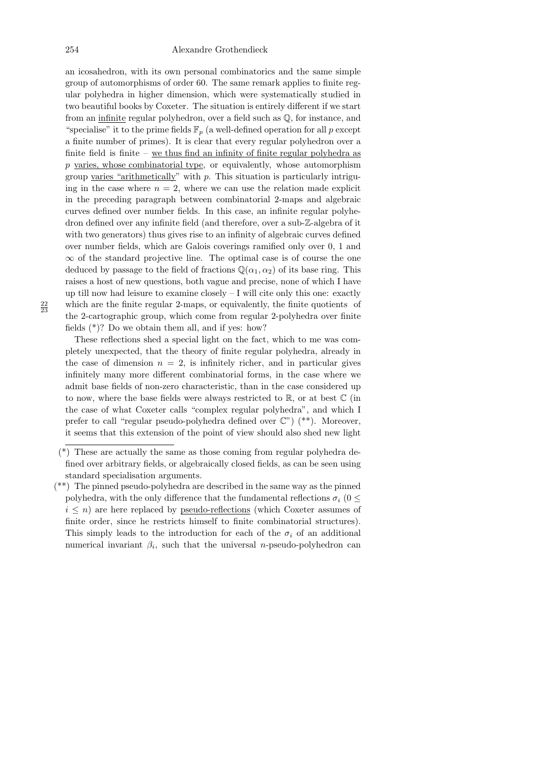an icosahedron, with its own personal combinatorics and the same simple group of automorphisms of order 60. The same remark applies to finite regular polyhedra in higher dimension, which were systematically studied in two beautiful books by Coxeter. The situation is entirely different if we start from an infinite regular polyhedron, over a field such as $\mathbb{Q}$, for instance, and "specialise" it to the prime fields $\mathbb{F}_p$ (a well-defined operation for all $p$ except a finite number of primes). It is clear that every regular polyhedron over a finite field is finite – we thus find an infinity of finite regular polyhedra as $p$ varies, whose combinatorial type, or equivalently, whose automorphism group varies "arithmetically" with $p$. This situation is particularly intriguing in the case where $n = 2$, where we can use the relation made explicit in the preceding paragraph between combinatorial 2-maps and algebraic curves defined over number fields. In this case, an infinite regular polyhedron defined over any infinite field (and therefore, over a sub-$\mathbb{Z}$-algebra of it with two generators) thus gives rise to an infinity of algebraic curves defined over number fields, which are Galois coverings ramified only over 0, 1 and $\infty$ of the standard projective line. The optimal case is of course the one deduced by passage to the field of fractions $\mathbb{Q}(\alpha_1, \alpha_2)$ of its base ring. This raises a host of new questions, both vague and precise, none of which I have up till now had leisure to examine closely – I will cite only this one: exactly which are the finite regular 2-maps, or equivalently, the finite quotients of the 2-cartographic group, which come from regular 2-polyhedra over finite fields (*)? Do we obtain them all, and if yes: how?

These reflections shed a special light on the fact, which to me was completely unexpected, that the theory of finite regular polyhedra, already in the case of dimension $n = 2$, is infinitely richer, and in particular gives infinitely many more different combinatorial forms, in the case where we admit base fields of non-zero characteristic, than in the case considered up to now, where the base fields were always restricted to $\mathbb{R}$, or at best $\mathbb{C}$ (in the case of what Coxeter calls "complex regular polyhedra", and which I prefer to call "regular pseudo-polyhedra defined over $\mathbb{C}$") (**). Moreover, it seems that this extension of the point of view should also shed new light

(*) These are actually the same as those coming from regular polyhedra defined over arbitrary fields, or algebraically closed fields, as can be seen using standard specialisation arguments.

(**) The pinned pseudo-polyhedra are described in the same way as the pinned polyhedra, with the only difference that the fundamental reflections $\sigma_i$ ($0 \leq i \leq n$) are here replaced by pseudo-reflections (which Coxeter assumes of finite order, since he restricts himself to finite combinatorial structures). This simply leads to the introduction for each of the $\sigma_i$ of an additional numerical invariant $\beta_i$, such that the universal $n$-pseudo-polyhedron can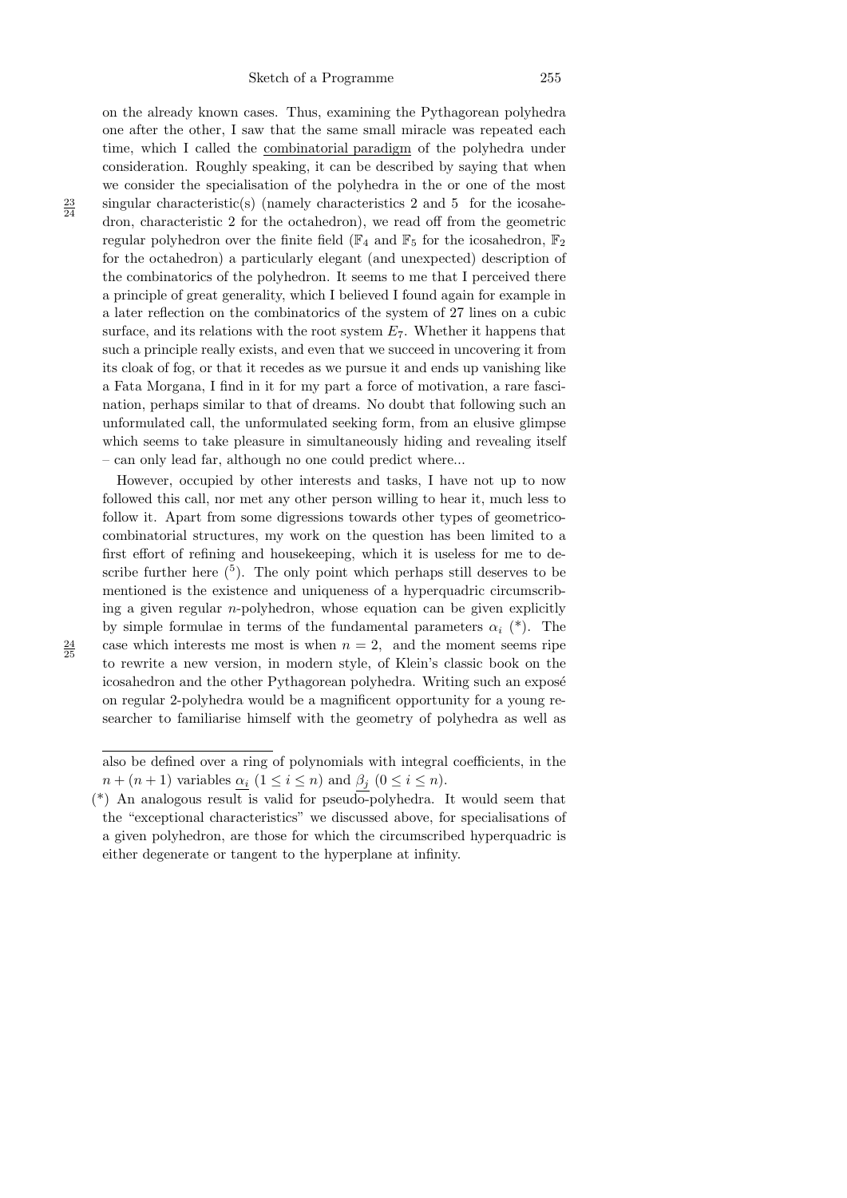on the already known cases. Thus, examining the Pythagorean polyhedra one after the other, I saw that the same small miracle was repeated each time, which I called the combinatorial paradigm of the polyhedra under consideration. Roughly speaking, it can be described by saying that when we consider the specialisation of the polyhedra in the or one of the most singular characteristic(s) (namely characteristics 2 and 5 for the icosahedron, characteristic 2 for the octahedron), we read off from the geometric regular polyhedron over the finite field ($\mathbb{F}_4$ and $\mathbb{F}_5$ for the icosahedron, $\mathbb{F}_2$ for the octahedron) a particularly elegant (and unexpected) description of the combinatorics of the polyhedron. It seems to me that I perceived there a principle of great generality, which I believed I found again for example in a later reflection on the combinatorics of the system of 27 lines on a cubic surface, and its relations with the root system $E_7$. Whether it happens that such a principle really exists, and even that we succeed in uncovering it from its cloak of fog, or that it recedes as we pursue it and ends up vanishing like a Fata Morgana, I find in it for my part a force of motivation, a rare fascination, perhaps similar to that of dreams. No doubt that following such an unformulated call, the unformulated seeking form, from an elusive glimpse which seems to take pleasure in simultaneously hiding and revealing itself – can only lead far, although no one could predict where...

However, occupied by other interests and tasks, I have not up to now followed this call, nor met any other person willing to hear it, much less to follow it. Apart from some digressions towards other types of geometrico-combinatorial structures, my work on the question has been limited to a first effort of refining and housekeeping, which it is useless for me to describe further here ([5]). The only point which perhaps still deserves to be mentioned is the existence and uniqueness of a hyperquadric circumscribing a given regular $n$-polyhedron, whose equation can be given explicitly by simple formulae in terms of the fundamental parameters $\alpha_i$ (*). The case which interests me most is when $n = 2$, and the moment seems ripe to rewrite a new version, in modern style, of Klein's classic book on the icosahedron and the other Pythagorean polyhedra. Writing such an exposé on regular 2-polyhedra would be a magnificent opportunity for a young researcher to familiarise himself with the geometry of polyhedra as well as

---

also be defined over a ring of polynomials with integral coefficients, in the $n + (n + 1)$ variables $\underline{\alpha_i}$ $(1 \leq i \leq n)$ and $\underline{\beta_j}$ $(0 \leq i \leq n)$.

(*) An analogous result is valid for pseudo-polyhedra. It would seem that the "exceptional characteristics" we discussed above, for specialisations of a given polyhedron, are those for which the circumscribed hyperquadric is either degenerate or tangent to the hyperplane at infinity.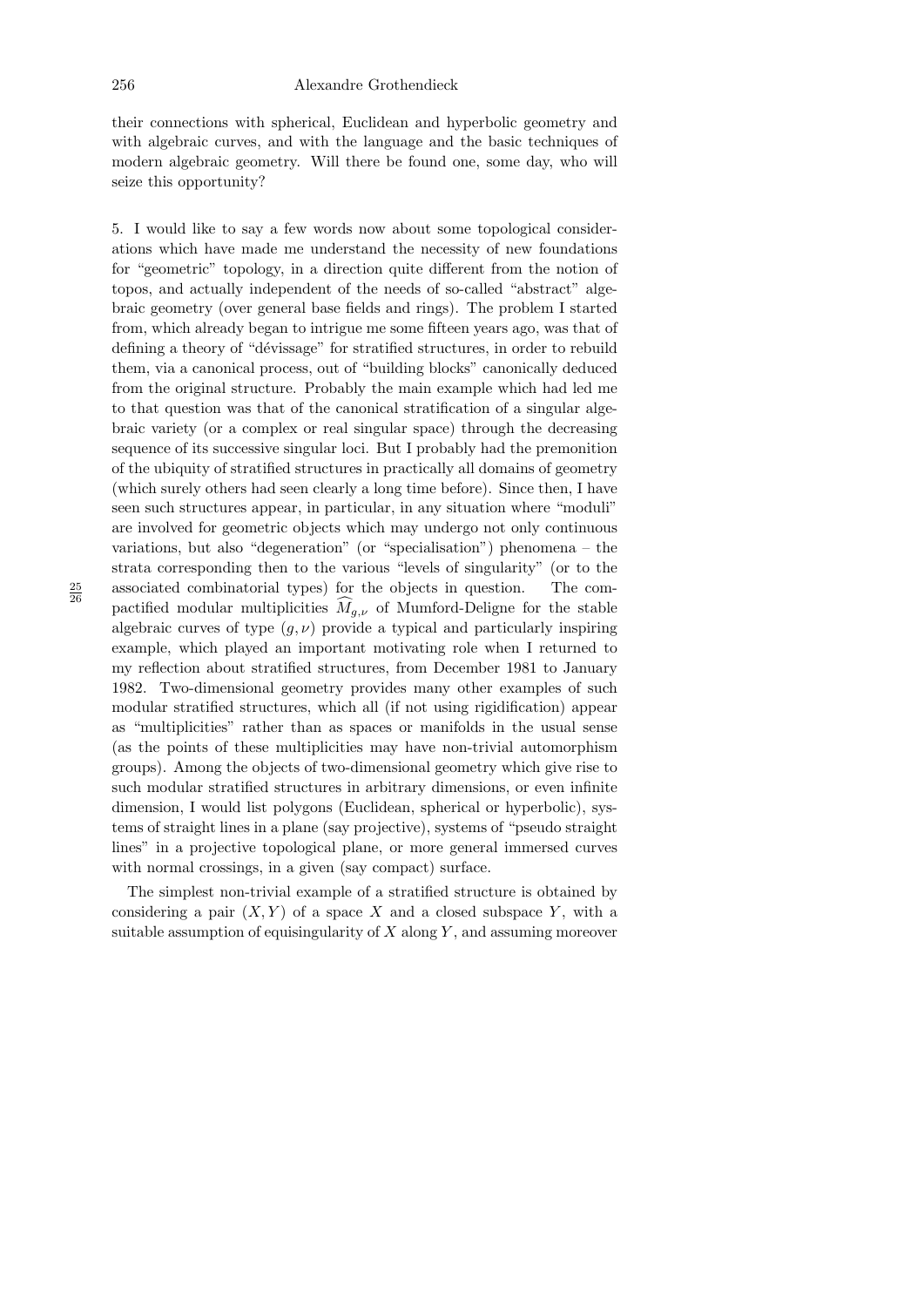their connections with spherical, Euclidean and hyperbolic geometry and with algebraic curves, and with the language and the basic techniques of modern algebraic geometry. Will there be found one, some day, who will seize this opportunity?

5. I would like to say a few words now about some topological considerations which have made me understand the necessity of new foundations for "geometric" topology, in a direction quite different from the notion of topos, and actually independent of the needs of so-called "abstract" algebraic geometry (over general base fields and rings). The problem I started from, which already began to intrigue me some fifteen years ago, was that of defining a theory of "dévissage" for stratified structures, in order to rebuild them, via a canonical process, out of "building blocks" canonically deduced from the original structure. Probably the main example which had led me to that question was that of the canonical stratification of a singular algebraic variety (or a complex or real singular space) through the decreasing sequence of its successive singular loci. But I probably had the premonition of the ubiquity of stratified structures in practically all domains of geometry (which surely others had seen clearly a long time before). Since then, I have seen such structures appear, in particular, in any situation where "moduli" are involved for geometric objects which may undergo not only continuous variations, but also "degeneration" (or "specialisation") phenomena – the strata corresponding then to the various "levels of singularity" (or to the associated combinatorial types) for the objects in question. [25/26] The compactified modular multiplicities $\widehat{M}_{g,\nu}$ of Mumford-Deligne for the stable algebraic curves of type $(g, \nu)$ provide a typical and particularly inspiring example, which played an important motivating role when I returned to my reflection about stratified structures, from December 1981 to January 1982. Two-dimensional geometry provides many other examples of such modular stratified structures, which all (if not using rigidification) appear as "multiplicities" rather than as spaces or manifolds in the usual sense (as the points of these multiplicities may have non-trivial automorphism groups). Among the objects of two-dimensional geometry which give rise to such modular stratified structures in arbitrary dimensions, or even infinite dimension, I would list polygons (Euclidean, spherical or hyperbolic), systems of straight lines in a plane (say projective), systems of "pseudo straight lines" in a projective topological plane, or more general immersed curves with normal crossings, in a given (say compact) surface.

The simplest non-trivial example of a stratified structure is obtained by considering a pair $(X, Y)$ of a space $X$ and a closed subspace $Y$, with a suitable assumption of equisingularity of $X$ along $Y$, and assuming moreover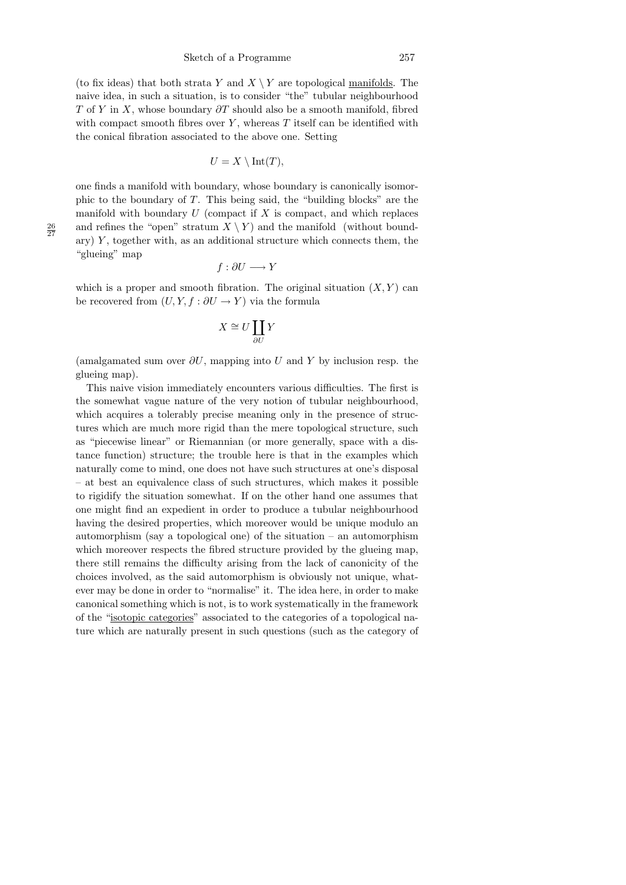(to fix ideas) that both strata $Y$ and $X \setminus Y$ are topological manifolds. The naive idea, in such a situation, is to consider "the" tubular neighbourhood $T$ of $Y$ in $X$, whose boundary $\partial T$ should also be a smooth manifold, fibred with compact smooth fibres over $Y$, whereas $T$ itself can be identified with the conical fibration associated to the above one. Setting

$$U = X \setminus \mathrm{Int}(T),$$

one finds a manifold with boundary, whose boundary is canonically isomorphic to the boundary of $T$. This being said, the "building blocks" are the manifold with boundary $U$ (compact if $X$ is compact, and which replaces and refines the "open" stratum $X \setminus Y$) and the manifold (without boundary) $Y$, together with, as an additional structure which connects them, the "glueing" map

$$f : \partial U \longrightarrow Y$$

which is a proper and smooth fibration. The original situation $(X, Y)$ can be recovered from $(U, Y, f : \partial U \to Y)$ via the formula

$$X \cong U \coprod_{\partial U} Y$$

(amalgamated sum over $\partial U$, mapping into $U$ and $Y$ by inclusion resp. the glueing map).

This naive vision immediately encounters various difficulties. The first is the somewhat vague nature of the very notion of tubular neighbourhood, which acquires a tolerably precise meaning only in the presence of structures which are much more rigid than the mere topological structure, such as "piecewise linear" or Riemannian (or more generally, space with a distance function) structure; the trouble here is that in the examples which naturally come to mind, one does not have such structures at one's disposal – at best an equivalence class of such structures, which makes it possible to rigidify the situation somewhat. If on the other hand one assumes that one might find an expedient in order to produce a tubular neighbourhood having the desired properties, which moreover would be unique modulo an automorphism (say a topological one) of the situation – an automorphism which moreover respects the fibred structure provided by the glueing map, there still remains the difficulty arising from the lack of canonicity of the choices involved, as the said automorphism is obviously not unique, whatever may be done in order to "normalise" it. The idea here, in order to make canonical something which is not, is to work systematically in the framework of the "isotopic categories" associated to the categories of a topological nature which are naturally present in such questions (such as the category of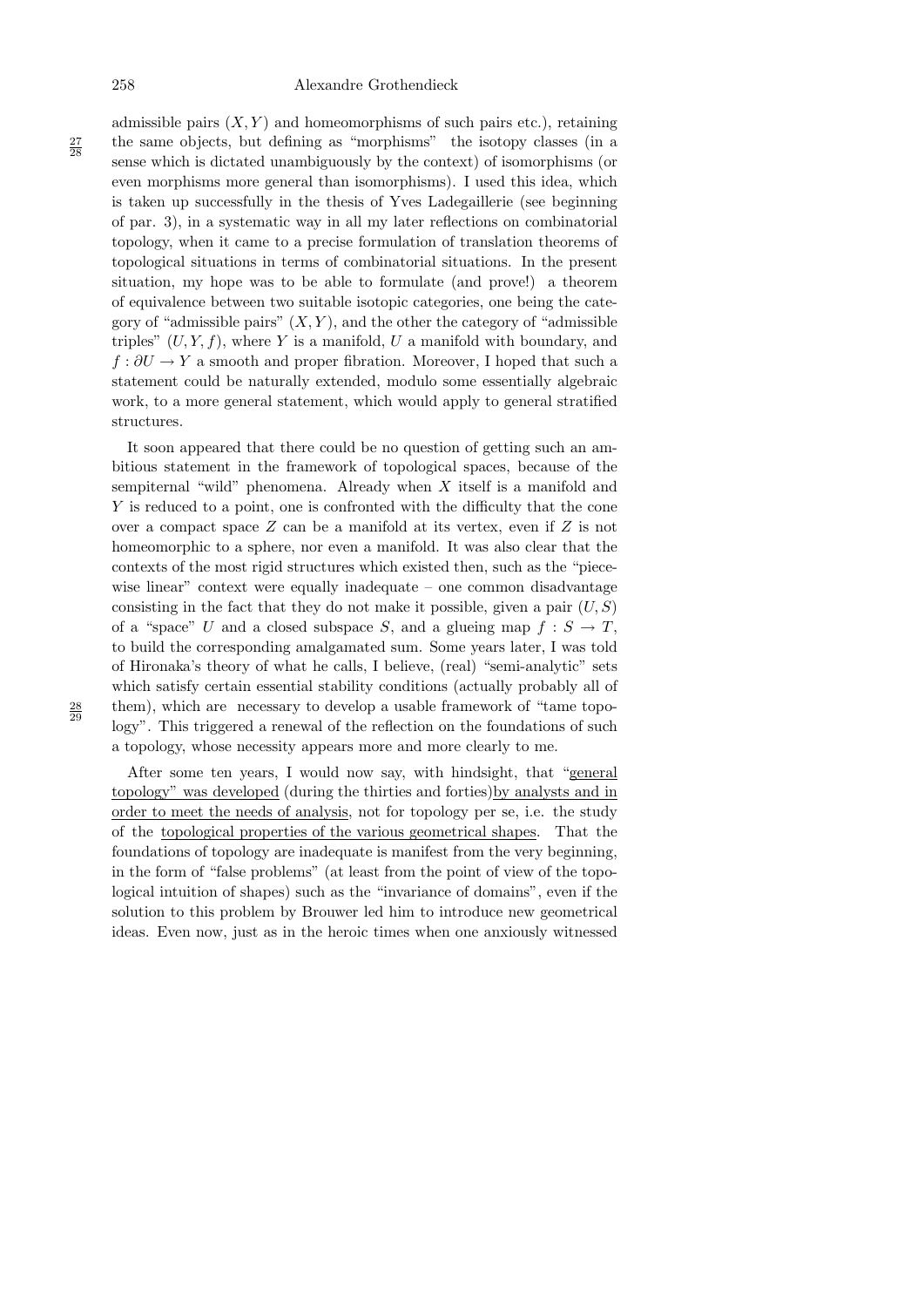admissible pairs $(X, Y)$ and homeomorphisms of such pairs etc.), retaining the same objects, but defining as "morphisms" the isotopy classes (in a sense which is dictated unambiguously by the context) of isomorphisms (or even morphisms more general than isomorphisms). I used this idea, which is taken up successfully in the thesis of Yves Ladegaillerie (see beginning of par. 3), in a systematic way in all my later reflections on combinatorial topology, when it came to a precise formulation of translation theorems of topological situations in terms of combinatorial situations. In the present situation, my hope was to be able to formulate (and prove!) a theorem of equivalence between two suitable isotopic categories, one being the category of "admissible pairs" $(X, Y)$, and the other the category of "admissible triples" $(U, Y, f)$, where $Y$ is a manifold, $U$ a manifold with boundary, and $f : \partial U \to Y$ a smooth and proper fibration. Moreover, I hoped that such a statement could be naturally extended, modulo some essentially algebraic work, to a more general statement, which would apply to general stratified structures.

It soon appeared that there could be no question of getting such an ambitious statement in the framework of topological spaces, because of the sempiternal "wild" phenomena. Already when $X$ itself is a manifold and $Y$ is reduced to a point, one is confronted with the difficulty that the cone over a compact space $Z$ can be a manifold at its vertex, even if $Z$ is not homeomorphic to a sphere, nor even a manifold. It was also clear that the contexts of the most rigid structures which existed then, such as the "piecewise linear" context were equally inadequate – one common disadvantage consisting in the fact that they do not make it possible, given a pair $(U, S)$ of a "space" $U$ and a closed subspace $S$, and a glueing map $f : S \to T$, to build the corresponding amalgamated sum. Some years later, I was told of Hironaka's theory of what he calls, I believe, (real) "semi-analytic" sets which satisfy certain essential stability conditions (actually probably all of them), which are necessary to develop a usable framework of "tame topology". This triggered a renewal of the reflection on the foundations of such a topology, whose necessity appears more and more clearly to me.

After some ten years, I would now say, with hindsight, that "general topology" was developed (during the thirties and forties) by analysts and in order to meet the needs of analysis, not for topology per se, i.e. the study of the topological properties of the various geometrical shapes. That the foundations of topology are inadequate is manifest from the very beginning, in the form of "false problems" (at least from the point of view of the topological intuition of shapes) such as the "invariance of domains", even if the solution to this problem by Brouwer led him to introduce new geometrical ideas. Even now, just as in the heroic times when one anxiously witnessed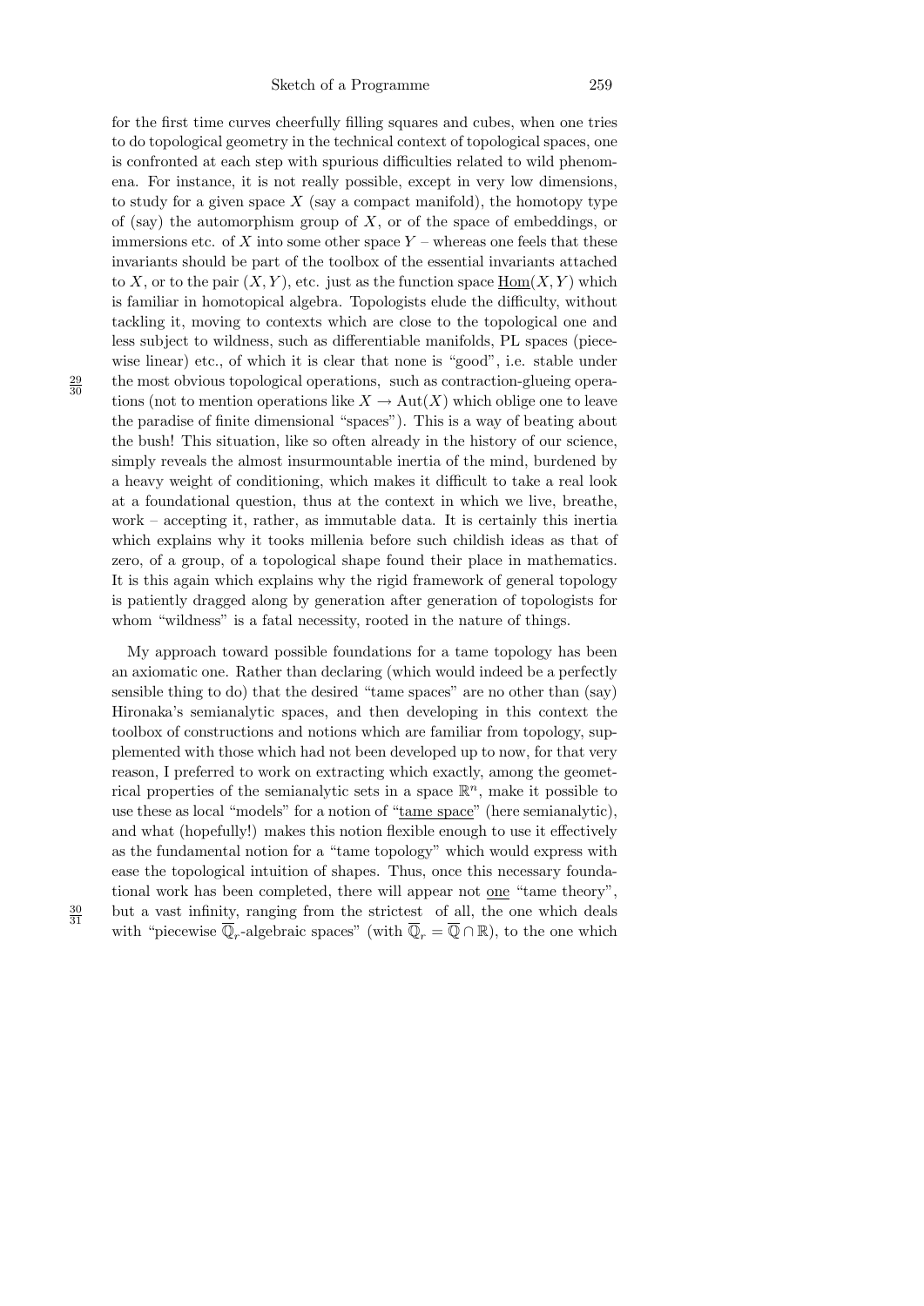for the first time curves cheerfully filling squares and cubes, when one tries to do topological geometry in the technical context of topological spaces, one is confronted at each step with spurious difficulties related to wild phenomena. For instance, it is not really possible, except in very low dimensions, to study for a given space $X$ (say a compact manifold), the homotopy type of (say) the automorphism group of $X$, or of the space of embeddings, or immersions etc. of $X$ into some other space $Y$ – whereas one feels that these invariants should be part of the toolbox of the essential invariants attached to $X$, or to the pair $(X, Y)$, etc. just as the function space $\underline{\mathrm{Hom}}(X, Y)$ which is familiar in homotopical algebra. Topologists elude the difficulty, without tackling it, moving to contexts which are close to the topological one and less subject to wildness, such as differentiable manifolds, PL spaces (piecewise linear) etc., of which it is clear that none is "good", i.e. stable under the most obvious topological operations, such as contraction-glueing operations (not to mention operations like $X \to \mathrm{Aut}(X)$ which oblige one to leave the paradise of finite dimensional "spaces"). This is a way of beating about the bush! This situation, like so often already in the history of our science, simply reveals the almost insurmountable inertia of the mind, burdened by a heavy weight of conditioning, which makes it difficult to take a real look at a foundational question, thus at the context in which we live, breathe, work – accepting it, rather, as immutable data. It is certainly this inertia which explains why it tooks millenia before such childish ideas as that of zero, of a group, of a topological shape found their place in mathematics. It is this again which explains why the rigid framework of general topology is patiently dragged along by generation after generation of topologists for whom "wildness" is a fatal necessity, rooted in the nature of things.

My approach toward possible foundations for a tame topology has been an axiomatic one. Rather than declaring (which would indeed be a perfectly sensible thing to do) that the desired "tame spaces" are no other than (say) Hironaka's semianalytic spaces, and then developing in this context the toolbox of constructions and notions which are familiar from topology, supplemented with those which had not been developed up to now, for that very reason, I preferred to work on extracting which exactly, among the geometrical properties of the semianalytic sets in a space $\mathbb{R}^n$, make it possible to use these as local "models" for a notion of "tame space" (here semianalytic), and what (hopefully!) makes this notion flexible enough to use it effectively as the fundamental notion for a "tame topology" which would express with ease the topological intuition of shapes. Thus, once this necessary foundational work has been completed, there will appear not one "tame theory", but a vast infinity, ranging from the strictest of all, the one which deals with "piecewise $\overline{\mathbb{Q}}_r$-algebraic spaces" (with $\overline{\mathbb{Q}}_r = \overline{\mathbb{Q}} \cap \mathbb{R}$), to the one which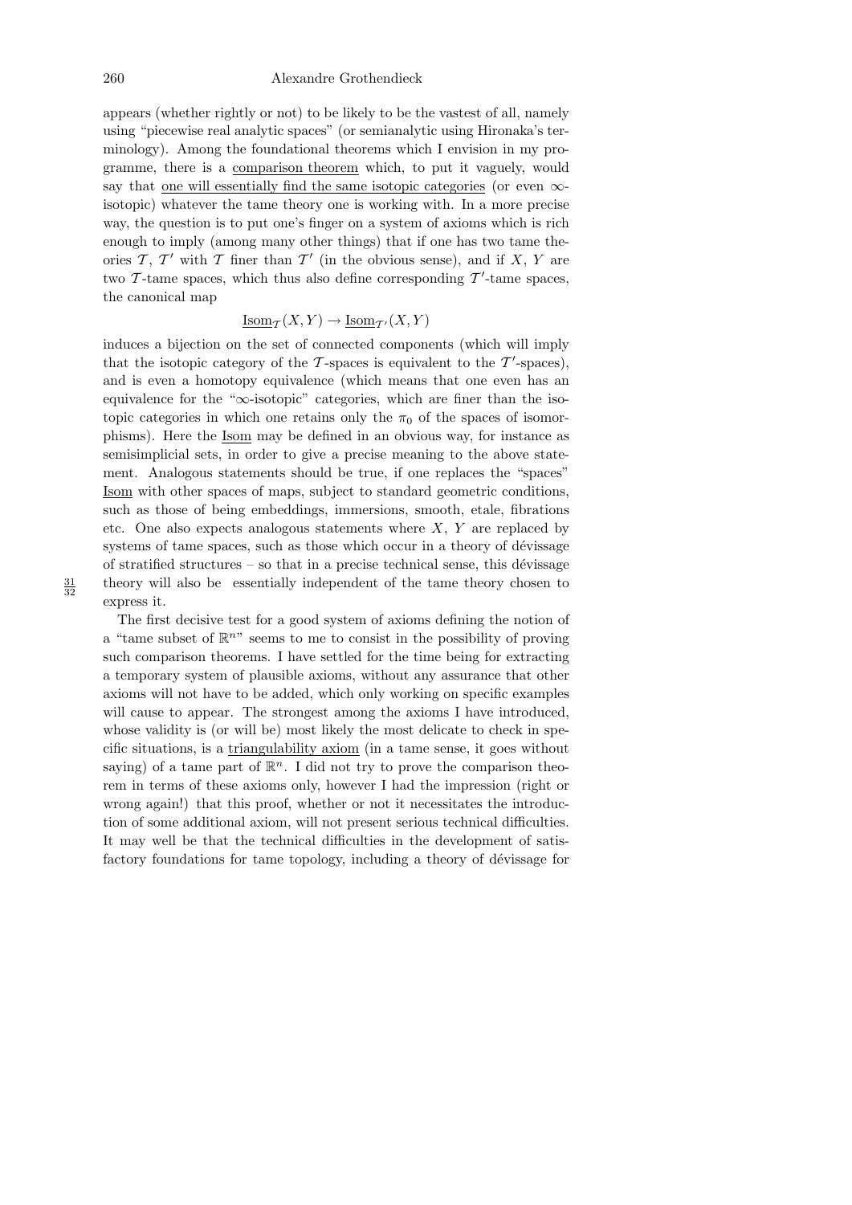appears (whether rightly or not) to be likely to be the vastest of all, namely using "piecewise real analytic spaces" (or semianalytic using Hironaka's terminology). Among the foundational theorems which I envision in my programme, there is a <u>comparison theorem</u> which, to put it vaguely, would say that <u>one will essentially find the same isotopic categories</u> (or even $\infty$-isotopic) whatever the tame theory one is working with. In a more precise way, the question is to put one's finger on a system of axioms which is rich enough to imply (among many other things) that if one has two tame theories $\mathcal{T}$, $\mathcal{T}'$ with $\mathcal{T}$ finer than $\mathcal{T}'$ (in the obvious sense), and if $X$, $Y$ are two $\mathcal{T}$-tame spaces, which thus also define corresponding $\mathcal{T}'$-tame spaces, the canonical map

$$\underline{\mathrm{Isom}}_{\mathcal{T}}(X,Y) \to \underline{\mathrm{Isom}}_{\mathcal{T}'}(X,Y)$$

induces a bijection on the set of connected components (which will imply that the isotopic category of the $\mathcal{T}$-spaces is equivalent to the $\mathcal{T}'$-spaces), and is even a homotopy equivalence (which means that one even has an equivalence for the "$\infty$-isotopic" categories, which are finer than the isotopic categories in which one retains only the $\pi_0$ of the spaces of isomorphisms). Here the <u>Isom</u> may be defined in an obvious way, for instance as semisimplicial sets, in order to give a precise meaning to the above statement. Analogous statements should be true, if one replaces the "spaces" <u>Isom</u> with other spaces of maps, subject to standard geometric conditions, such as those of being embeddings, immersions, smooth, etale, fibrations etc. One also expects analogous statements where $X$, $Y$ are replaced by systems of tame spaces, such as those which occur in a theory of dévissage of stratified structures – so that in a precise technical sense, this dévissage theory will also be essentially independent of the tame theory chosen to express it.

The first decisive test for a good system of axioms defining the notion of a "tame subset of $\mathbb{R}^n$" seems to me to consist in the possibility of proving such comparison theorems. I have settled for the time being for extracting a temporary system of plausible axioms, without any assurance that other axioms will not have to be added, which only working on specific examples will cause to appear. The strongest among the axioms I have introduced, whose validity is (or will be) most likely the most delicate to check in specific situations, is a <u>triangulability axiom</u> (in a tame sense, it goes without saying) of a tame part of $\mathbb{R}^n$. I did not try to prove the comparison theorem in terms of these axioms only, however I had the impression (right or wrong again!) that this proof, whether or not it necessitates the introduction of some additional axiom, will not present serious technical difficulties. It may well be that the technical difficulties in the development of satisfactory foundations for tame topology, including a theory of dévissage for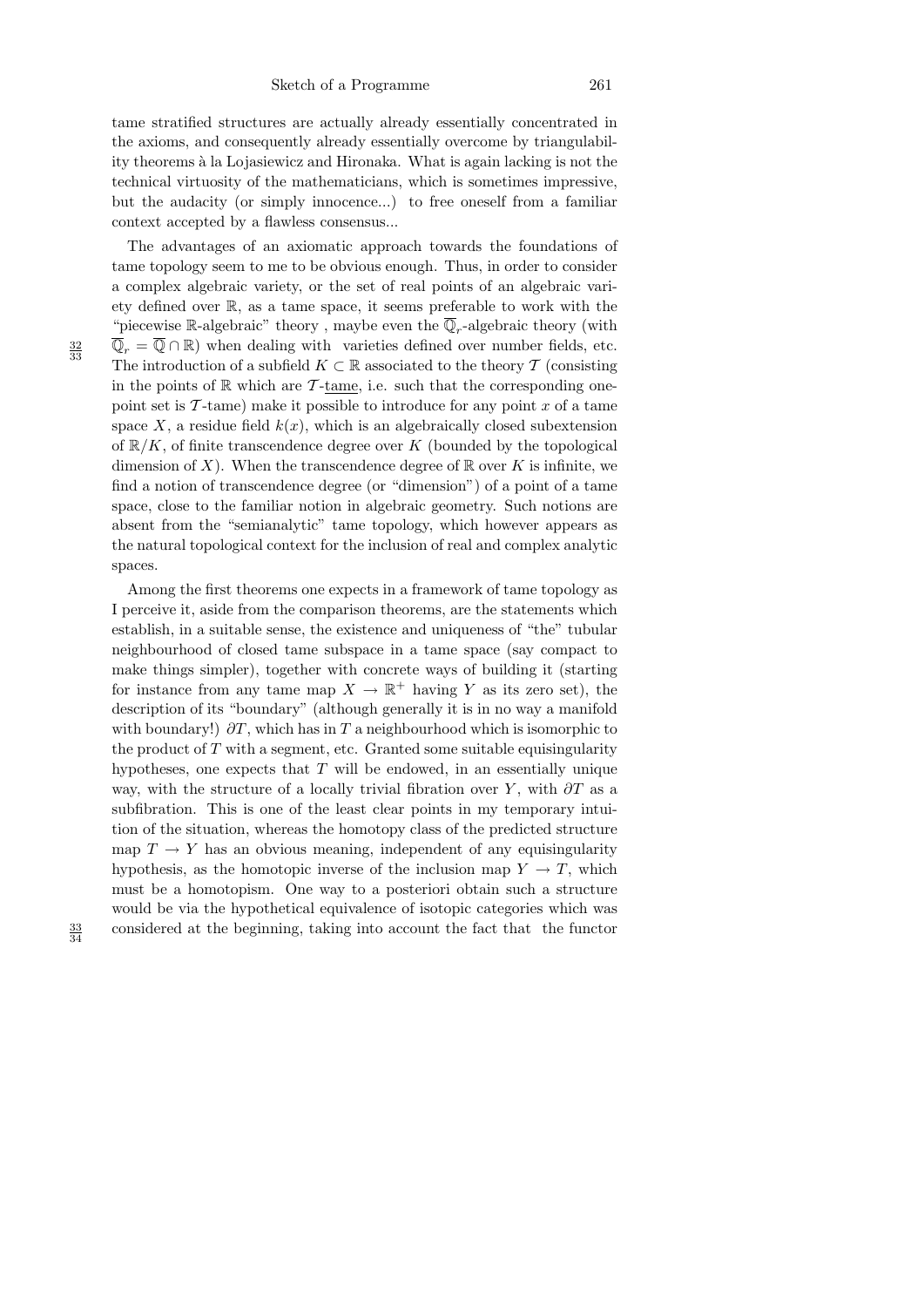tame stratified structures are actually already essentially concentrated in the axioms, and consequently already essentially overcome by triangulability theorems à la Lojasiewicz and Hironaka. What is again lacking is not the technical virtuosity of the mathematicians, which is sometimes impressive, but the audacity (or simply innocence...) to free oneself from a familiar context accepted by a flawless consensus...

The advantages of an axiomatic approach towards the foundations of tame topology seem to me to be obvious enough. Thus, in order to consider a complex algebraic variety, or the set of real points of an algebraic variety defined over $\mathbb{R}$, as a tame space, it seems preferable to work with the "piecewise $\mathbb{R}$-algebraic" theory , maybe even the $\overline{\mathbb{Q}}_r$-algebraic theory (with $\overline{\mathbb{Q}}_r = \overline{\mathbb{Q}} \cap \mathbb{R}$) when dealing with varieties defined over number fields, etc. The introduction of a subfield $K \subset \mathbb{R}$ associated to the theory $\mathcal{T}$ (consisting in the points of $\mathbb{R}$ which are $\mathcal{T}$-tame, i.e. such that the corresponding one-point set is $\mathcal{T}$-tame) make it possible to introduce for any point $x$ of a tame space $X$, a residue field $k(x)$, which is an algebraically closed subextension of $\mathbb{R}/K$, of finite transcendence degree over $K$ (bounded by the topological dimension of $X$). When the transcendence degree of $\mathbb{R}$ over $K$ is infinite, we find a notion of transcendence degree (or "dimension") of a point of a tame space, close to the familiar notion in algebraic geometry. Such notions are absent from the "semianalytic" tame topology, which however appears as the natural topological context for the inclusion of real and complex analytic spaces.

Among the first theorems one expects in a framework of tame topology as I perceive it, aside from the comparison theorems, are the statements which establish, in a suitable sense, the existence and uniqueness of "the" tubular neighbourhood of closed tame subspace in a tame space (say compact to make things simpler), together with concrete ways of building it (starting for instance from any tame map $X \to \mathbb{R}^+$ having $Y$ as its zero set), the description of its "boundary" (although generally it is in no way a manifold with boundary!) $\partial T$, which has in $T$ a neighbourhood which is isomorphic to the product of $T$ with a segment, etc. Granted some suitable equisingularity hypotheses, one expects that $T$ will be endowed, in an essentially unique way, with the structure of a locally trivial fibration over $Y$, with $\partial T$ as a subfibration. This is one of the least clear points in my temporary intuition of the situation, whereas the homotopy class of the predicted structure map $T \to Y$ has an obvious meaning, independent of any equisingularity hypothesis, as the homotopic inverse of the inclusion map $Y \to T$, which must be a homotopism. One way to a posteriori obtain such a structure would be via the hypothetical equivalence of isotopic categories which was considered at the beginning, taking into account the fact that the functor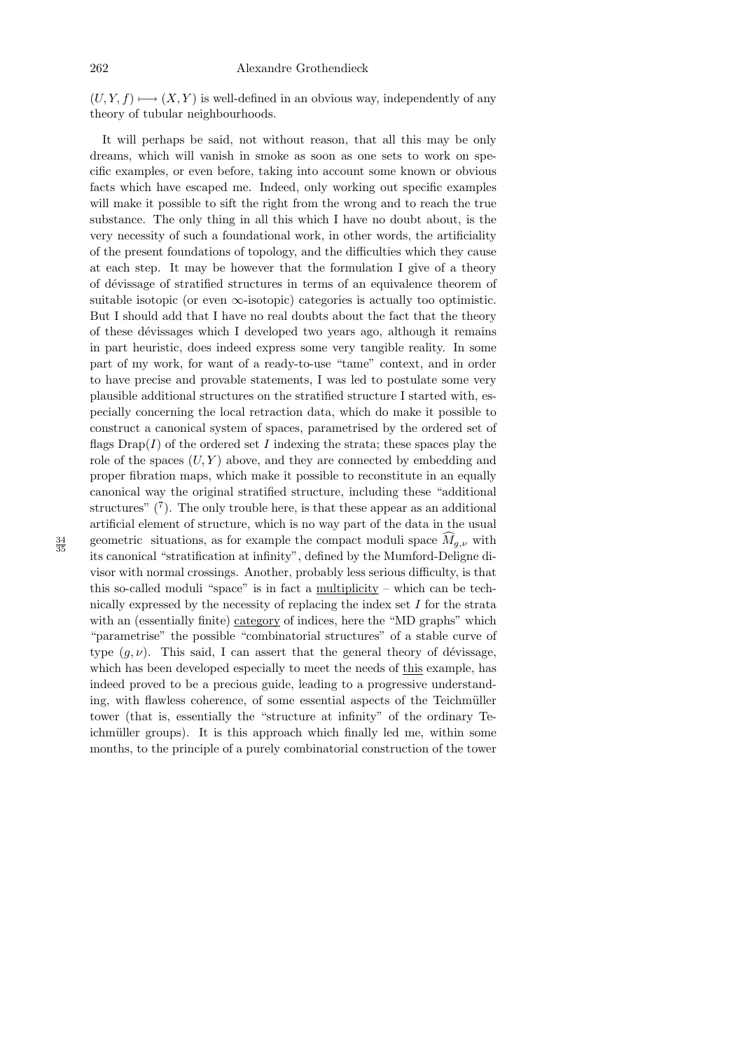$(U, Y, f) \longmapsto (X, Y)$ is well-defined in an obvious way, independently of any theory of tubular neighbourhoods.

It will perhaps be said, not without reason, that all this may be only dreams, which will vanish in smoke as soon as one sets to work on specific examples, or even before, taking into account some known or obvious facts which have escaped me. Indeed, only working out specific examples will make it possible to sift the right from the wrong and to reach the true substance. The only thing in all this which I have no doubt about, is the very necessity of such a foundational work, in other words, the artificiality of the present foundations of topology, and the difficulties which they cause at each step. It may be however that the formulation I give of a theory of dévissage of stratified structures in terms of an equivalence theorem of suitable isotopic (or even $\infty$-isotopic) categories is actually too optimistic. But I should add that I have no real doubts about the fact that the theory of these dévissages which I developed two years ago, although it remains in part heuristic, does indeed express some very tangible reality. In some part of my work, for want of a ready-to-use "tame" context, and in order to have precise and provable statements, I was led to postulate some very plausible additional structures on the stratified structure I started with, especially concerning the local retraction data, which do make it possible to construct a canonical system of spaces, parametrised by the ordered set of flags $\mathrm{Drap}(I)$ of the ordered set $I$ indexing the strata; these spaces play the role of the spaces $(U, Y)$ above, and they are connected by embedding and proper fibration maps, which make it possible to reconstitute in an equally canonical way the original stratified structure, including these "additional structures" ([7]). The only trouble here, is that these appear as an additional artificial element of structure, which is no way part of the data in the usual geometric situations, as for example the compact moduli space $\widehat{M}_{g,\nu}$ with its canonical "stratification at infinity", defined by the Mumford-Deligne divisor with normal crossings. Another, probably less serious difficulty, is that this so-called moduli "space" is in fact a multiplicity – which can be technically expressed by the necessity of replacing the index set $I$ for the strata with an (essentially finite) category of indices, here the "MD graphs" which "parametrise" the possible "combinatorial structures" of a stable curve of type $(g, \nu)$. This said, I can assert that the general theory of dévissage, which has been developed especially to meet the needs of this example, has indeed proved to be a precious guide, leading to a progressive understanding, with flawless coherence, of some essential aspects of the Teichmüller tower (that is, essentially the "structure at infinity" of the ordinary Teichmüller groups). It is this approach which finally led me, within some months, to the principle of a purely combinatorial construction of the tower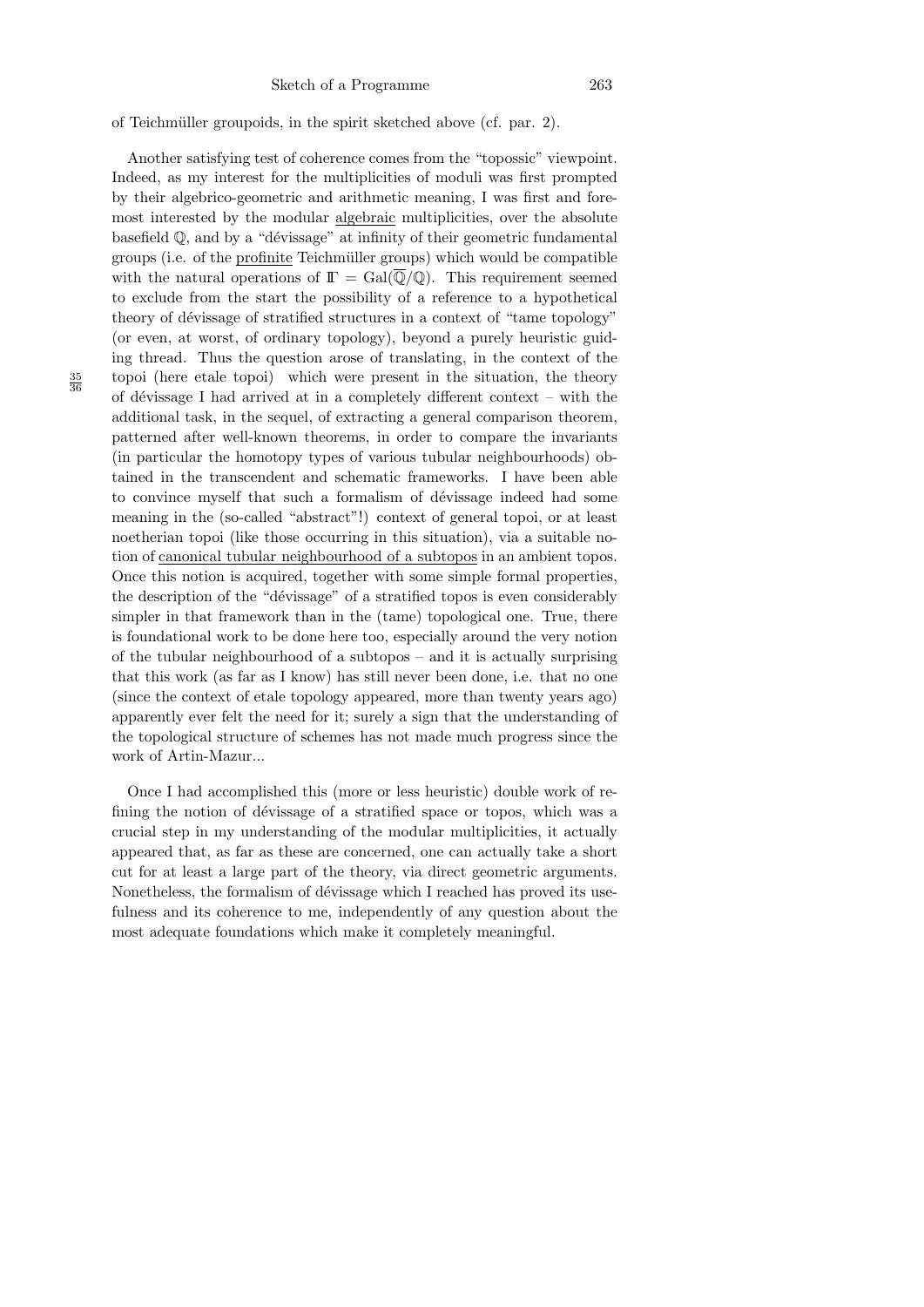of Teichmüller groupoids, in the spirit sketched above (cf. par. 2).

Another satisfying test of coherence comes from the "topossic" viewpoint. Indeed, as my interest for the multiplicities of moduli was first prompted by their algebrico-geometric and arithmetic meaning, I was first and foremost interested by the modular algebraic multiplicities, over the absolute basefield $\mathbb{Q}$, and by a "dévissage" at infinity of their geometric fundamental groups (i.e. of the profinite Teichmüller groups) which would be compatible with the natural operations of $\mathbb{\Gamma} = \mathrm{Gal}(\overline{\mathbb{Q}}/\mathbb{Q})$. This requirement seemed to exclude from the start the possibility of a reference to a hypothetical theory of dévissage of stratified structures in a context of "tame topology" (or even, at worst, of ordinary topology), beyond a purely heuristic guiding thread. Thus the question arose of translating, in the context of the topoi (here etale topoi) which were present in the situation, the theory of dévissage I had arrived at in a completely different context – with the additional task, in the sequel, of extracting a general comparison theorem, patterned after well-known theorems, in order to compare the invariants (in particular the homotopy types of various tubular neighbourhoods) obtained in the transcendent and schematic frameworks. I have been able to convince myself that such a formalism of dévissage indeed had some meaning in the (so-called "abstract"!) context of general topoi, or at least noetherian topoi (like those occurring in this situation), via a suitable notion of canonical tubular neighbourhood of a subtopos in an ambient topos. Once this notion is acquired, together with some simple formal properties, the description of the "dévissage" of a stratified topos is even considerably simpler in that framework than in the (tame) topological one. True, there is foundational work to be done here too, especially around the very notion of the tubular neighbourhood of a subtopos – and it is actually surprising that this work (as far as I know) has still never been done, i.e. that no one (since the context of etale topology appeared, more than twenty years ago) apparently ever felt the need for it; surely a sign that the understanding of the topological structure of schemes has not made much progress since the work of Artin-Mazur...

Once I had accomplished this (more or less heuristic) double work of refining the notion of dévissage of a stratified space or topos, which was a crucial step in my understanding of the modular multiplicities, it actually appeared that, as far as these are concerned, one can actually take a short cut for at least a large part of the theory, via direct geometric arguments. Nonetheless, the formalism of dévissage which I reached has proved its usefulness and its coherence to me, independently of any question about the most adequate foundations which make it completely meaningful.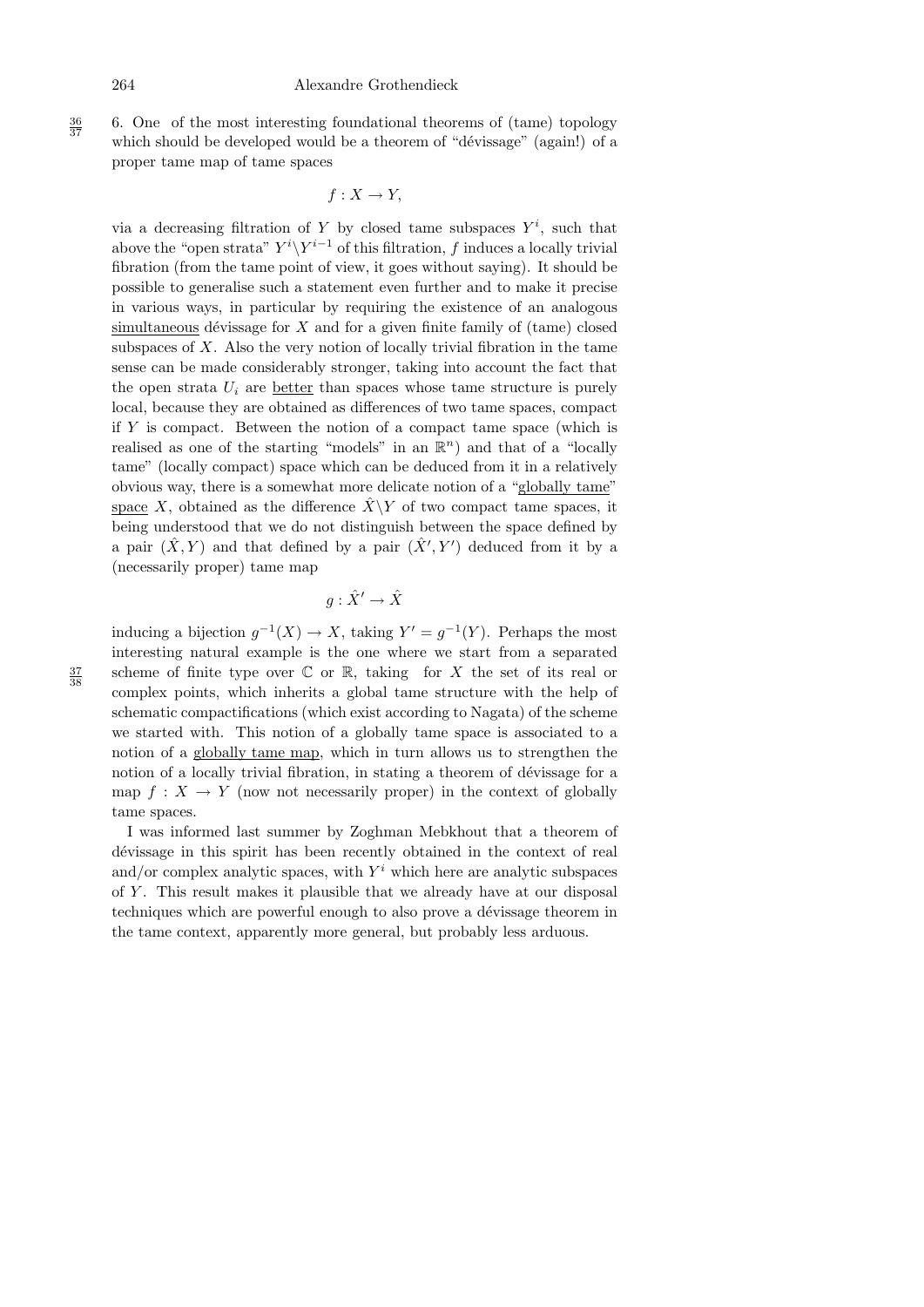6. One of the most interesting foundational theorems of (tame) topology which should be developed would be a theorem of "dévissage" (again!) of a proper tame map of tame spaces

$$f : X \to Y,$$

via a decreasing filtration of $Y$ by closed tame subspaces $Y^i$, such that above the "open strata" $Y^i \backslash Y^{i-1}$ of this filtration, $f$ induces a locally trivial fibration (from the tame point of view, it goes without saying). It should be possible to generalise such a statement even further and to make it precise in various ways, in particular by requiring the existence of an analogous simultaneous dévissage for $X$ and for a given finite family of (tame) closed subspaces of $X$. Also the very notion of locally trivial fibration in the tame sense can be made considerably stronger, taking into account the fact that the open strata $U_i$ are better than spaces whose tame structure is purely local, because they are obtained as differences of two tame spaces, compact if $Y$ is compact. Between the notion of a compact tame space (which is realised as one of the starting "models" in an $\mathbb{R}^n$) and that of a "locally tame" (locally compact) space which can be deduced from it in a relatively obvious way, there is a somewhat more delicate notion of a "globally tame" space $X$, obtained as the difference $\hat{X} \backslash Y$ of two compact tame spaces, it being understood that we do not distinguish between the space defined by a pair $(\hat{X}, Y)$ and that defined by a pair $(\hat{X}', Y')$ deduced from it by a (necessarily proper) tame map

$$g : \hat{X}' \to \hat{X}$$

inducing a bijection $g^{-1}(X) \to X$, taking $Y' = g^{-1}(Y)$. Perhaps the most interesting natural example is the one where we start from a separated scheme of finite type over $\mathbb{C}$ or $\mathbb{R}$, taking for $X$ the set of its real or complex points, which inherits a global tame structure with the help of schematic compactifications (which exist according to Nagata) of the scheme we started with. This notion of a globally tame space is associated to a notion of a globally tame map, which in turn allows us to strengthen the notion of a locally trivial fibration, in stating a theorem of dévissage for a map $f : X \to Y$ (now not necessarily proper) in the context of globally tame spaces.

I was informed last summer by Zoghman Mebkhout that a theorem of dévissage in this spirit has been recently obtained in the context of real and/or complex analytic spaces, with $Y^i$ which here are analytic subspaces of $Y$. This result makes it plausible that we already have at our disposal techniques which are powerful enough to also prove a dévissage theorem in the tame context, apparently more general, but probably less arduous.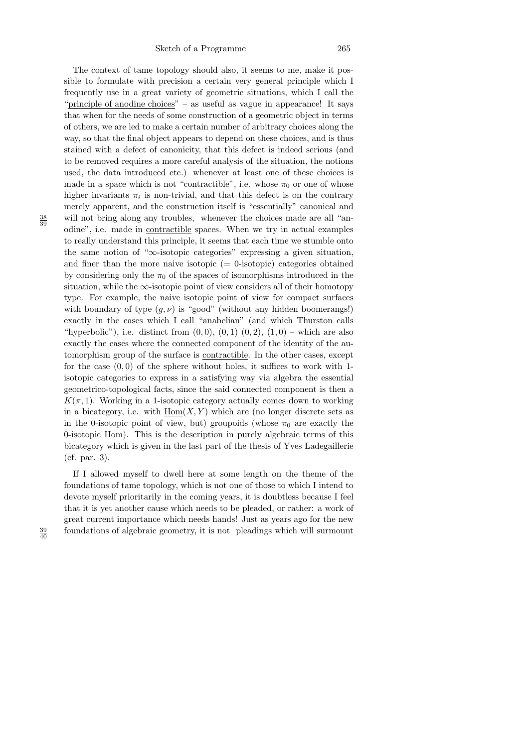The context of tame topology should also, it seems to me, make it possible to formulate with precision a certain very general principle which I frequently use in a great variety of geometric situations, which I call the "principle of anodine choices" – as useful as vague in appearance! It says that when for the needs of some construction of a geometric object in terms of others, we are led to make a certain number of arbitrary choices along the way, so that the final object appears to depend on these choices, and is thus stained with a defect of canonicity, that this defect is indeed serious (and to be removed requires a more careful analysis of the situation, the notions used, the data introduced etc.) whenever at least one of these choices is made in a space which is not "contractible", i.e. whose $\pi_0$ or one of whose higher invariants $\pi_i$ is non-trivial, and that this defect is on the contrary merely apparent, and the construction itself is "essentially" canonical and will not bring along any troubles, whenever the choices made are all "anodine", i.e. made in contractible spaces. When we try in actual examples to really understand this principle, it seems that each time we stumble onto the same notion of "$\infty$-isotopic categories" expressing a given situation, and finer than the more naive isotopic (= 0-isotopic) categories obtained by considering only the $\pi_0$ of the spaces of isomorphisms introduced in the situation, while the $\infty$-isotopic point of view considers all of their homotopy type. For example, the naive isotopic point of view for compact surfaces with boundary of type $(g, \nu)$ is "good" (without any hidden boomerangs!) exactly in the cases which I call "anabelian" (and which Thurston calls "hyperbolic"), i.e. distinct from $(0, 0)$, $(0, 1)$ $(0, 2)$, $(1, 0)$ – which are also exactly the cases where the connected component of the identity of the automorphism group of the surface is contractible. In the other cases, except for the case $(0, 0)$ of the sphere without holes, it suffices to work with 1-isotopic categories to express in a satisfying way via algebra the essential geometrico-topological facts, since the said connected component is then a $K(\pi, 1)$. Working in a 1-isotopic category actually comes down to working in a bicategory, i.e. with $\underline{\mathrm{Hom}}(X, Y)$ which are (no longer discrete sets as in the 0-isotopic point of view, but) groupoids (whose $\pi_0$ are exactly the 0-isotopic Hom). This is the description in purely algebraic terms of this bicategory which is given in the last part of the thesis of Yves Ladegaillerie (cf. par. 3).

If I allowed myself to dwell here at some length on the theme of the foundations of tame topology, which is not one of those to which I intend to devote myself prioritarily in the coming years, it is doubtless because I feel that it is yet another cause which needs to be pleaded, or rather: a work of great current importance which needs hands! Just as years ago for the new foundations of algebraic geometry, it is not pleadings which will surmount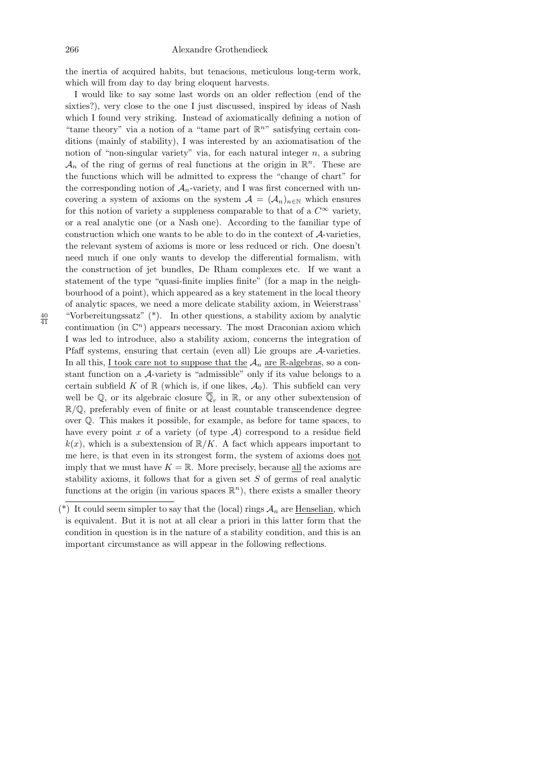the inertia of acquired habits, but tenacious, meticulous long-term work, which will from day to day bring eloquent harvests.

I would like to say some last words on an older reflection (end of the sixties?), very close to the one I just discussed, inspired by ideas of Nash which I found very striking. Instead of axiomatically defining a notion of "tame theory" via a notion of a "tame part of $\mathbb{R}^n$" satisfying certain conditions (mainly of stability), I was interested by an axiomatisation of the notion of "non-singular variety" via, for each natural integer $n$, a subring $\mathcal{A}_n$ of the ring of germs of real functions at the origin in $\mathbb{R}^n$. These are the functions which will be admitted to express the "change of chart" for the corresponding notion of $\mathcal{A}_n$-variety, and I was first concerned with uncovering a system of axioms on the system $\mathcal{A} = (\mathcal{A}_n)_{n \in \mathbb{N}}$ which ensures for this notion of variety a suppleness comparable to that of a $C^\infty$ variety, or a real analytic one (or a Nash one). According to the familiar type of construction which one wants to be able to do in the context of $\mathcal{A}$-varieties, the relevant system of axioms is more or less reduced or rich. One doesn't need much if one only wants to develop the differential formalism, with the construction of jet bundles, De Rham complexes etc. If we want a statement of the type "quasi-finite implies finite" (for a map in the neighbourhood of a point), which appeared as a key statement in the local theory of analytic spaces, we need a more delicate stability axiom, in Weierstrass' "Vorbereitungssatz" (*). In other questions, a stability axiom by analytic continuation (in $\mathbb{C}^n$) appears necessary. The most Draconian axiom which I was led to introduce, also a stability axiom, concerns the integration of Pfaff systems, ensuring that certain (even all) Lie groups are $\mathcal{A}$-varieties. In all this, <u>I took care not to suppose that the $\mathcal{A}_n$ are $\mathbb{R}$-algebras</u>, so a constant function on a $\mathcal{A}$-variety is "admissible" only if its value belongs to a certain subfield $K$ of $\mathbb{R}$ (which is, if one likes, $\mathcal{A}_0$). This subfield can very well be $\mathbb{Q}$, or its algebraic closure $\overline{\mathbb{Q}}_r$ in $\mathbb{R}$, or any other subextension of $\mathbb{R}/\mathbb{Q}$, preferably even of finite or at least countable transcendence degree over $\mathbb{Q}$. This makes it possible, for example, as before for tame spaces, to have every point $x$ of a variety (of type $\mathcal{A}$) correspond to a residue field $k(x)$, which is a subextension of $\mathbb{R}/K$. A fact which appears important to me here, is that even in its strongest form, the system of axioms does <u>not</u> imply that we must have $K = \mathbb{R}$. More precisely, because <u>all</u> the axioms are stability axioms, it follows that for a given set $S$ of germs of real analytic functions at the origin (in various spaces $\mathbb{R}^n$), there exists a smaller theory

(*) It could seem simpler to say that the (local) rings $\mathcal{A}_n$ are <u>Henselian</u>, which is equivalent. But it is not at all clear a priori in this latter form that the condition in question is in the nature of a stability condition, and this is an important circumstance as will appear in the following reflections.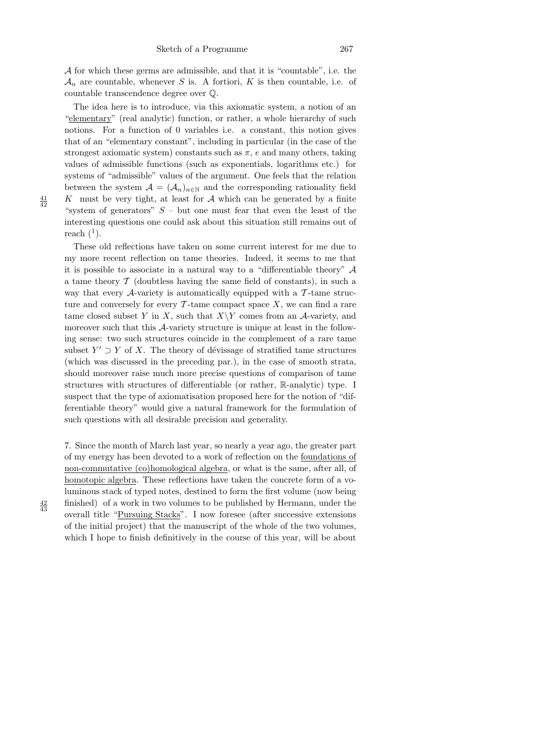$\mathcal{A}$ for which these germs are admissible, and that it is "countable", i.e. the $\mathcal{A}_n$ are countable, whenever $S$ is. A fortiori, $K$ is then countable, i.e. of countable transcendence degree over $\mathbb{Q}$.

The idea here is to introduce, via this axiomatic system, a notion of an "elementary" (real analytic) function, or rather, a whole hierarchy of such notions. For a function of 0 variables i.e. a constant, this notion gives that of an "elementary constant", including in particular (in the case of the strongest axiomatic system) constants such as $\pi$, $e$ and many others, taking values of admissible functions (such as exponentials, logarithms etc.) for systems of "admissible" values of the argument. One feels that the relation between the system $\mathcal{A} = (\mathcal{A}_n)_{n \in \mathbb{N}}$ and the corresponding rationality field $K$ must be very tight, at least for $\mathcal{A}$ which can be generated by a finite "system of generators" $S$ – but one must fear that even the least of the interesting questions one could ask about this situation still remains out of reach ([1]).

These old reflections have taken on some current interest for me due to my more recent reflection on tame theories. Indeed, it seems to me that it is possible to associate in a natural way to a "differentiable theory" $\mathcal{A}$ a tame theory $\mathcal{T}$ (doubtless having the same field of constants), in such a way that every $\mathcal{A}$-variety is automatically equipped with a $\mathcal{T}$-tame structure and conversely for every $\mathcal{T}$-tame compact space $X$, we can find a rare tame closed subset $Y$ in $X$, such that $X \backslash Y$ comes from an $\mathcal{A}$-variety, and moreover such that this $\mathcal{A}$-variety structure is unique at least in the following sense: two such structures coincide in the complement of a rare tame subset $Y' \supset Y$ of $X$. The theory of dévissage of stratified tame structures (which was discussed in the preceding par.), in the case of smooth strata, should moreover raise much more precise questions of comparison of tame structures with structures of differentiable (or rather, $\mathbb{R}$-analytic) type. I suspect that the type of axiomatisation proposed here for the notion of "differentiable theory" would give a natural framework for the formulation of such questions with all desirable precision and generality.

7. Since the month of March last year, so nearly a year ago, the greater part of my energy has been devoted to a work of reflection on the foundations of non-commutative (co)homological algebra, or what is the same, after all, of homotopic algebra. These reflections have taken the concrete form of a voluminous stack of typed notes, destined to form the first volume (now being finished) of a work in two volumes to be published by Hermann, under the overall title "Pursuing Stacks". I now foresee (after successive extensions of the initial project) that the manuscript of the whole of the two volumes, which I hope to finish definitively in the course of this year, will be about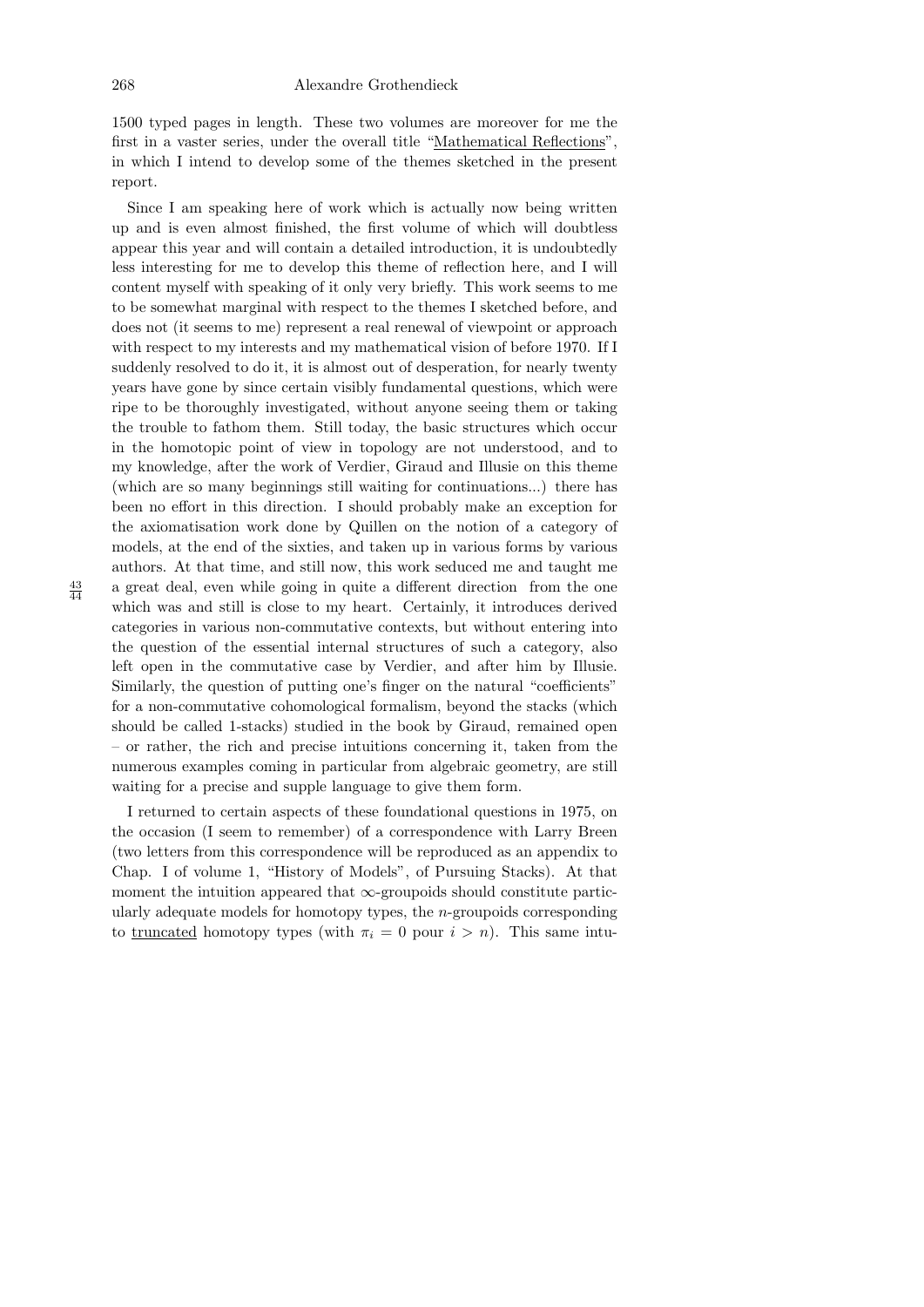1500 typed pages in length. These two volumes are moreover for me the first in a vaster series, under the overall title "Mathematical Reflections", in which I intend to develop some of the themes sketched in the present report.

Since I am speaking here of work which is actually now being written up and is even almost finished, the first volume of which will doubtless appear this year and will contain a detailed introduction, it is undoubtedly less interesting for me to develop this theme of reflection here, and I will content myself with speaking of it only very briefly. This work seems to me to be somewhat marginal with respect to the themes I sketched before, and does not (it seems to me) represent a real renewal of viewpoint or approach with respect to my interests and my mathematical vision of before 1970. If I suddenly resolved to do it, it is almost out of desperation, for nearly twenty years have gone by since certain visibly fundamental questions, which were ripe to be thoroughly investigated, without anyone seeing them or taking the trouble to fathom them. Still today, the basic structures which occur in the homotopic point of view in topology are not understood, and to my knowledge, after the work of Verdier, Giraud and Illusie on this theme (which are so many beginnings still waiting for continuations...) there has been no effort in this direction. I should probably make an exception for the axiomatisation work done by Quillen on the notion of a category of models, at the end of the sixties, and taken up in various forms by various authors. At that time, and still now, this work seduced me and taught me a great deal, even while going in quite a different direction from the one which was and still is close to my heart. Certainly, it introduces derived categories in various non-commutative contexts, but without entering into the question of the essential internal structures of such a category, also left open in the commutative case by Verdier, and after him by Illusie. Similarly, the question of putting one's finger on the natural "coefficients" for a non-commutative cohomological formalism, beyond the stacks (which should be called 1-stacks) studied in the book by Giraud, remained open – or rather, the rich and precise intuitions concerning it, taken from the numerous examples coming in particular from algebraic geometry, are still waiting for a precise and supple language to give them form.

I returned to certain aspects of these foundational questions in 1975, on the occasion (I seem to remember) of a correspondence with Larry Breen (two letters from this correspondence will be reproduced as an appendix to Chap. I of volume 1, "History of Models", of Pursuing Stacks). At that moment the intuition appeared that $\infty$-groupoids should constitute particularly adequate models for homotopy types, the $n$-groupoids corresponding to truncated homotopy types (with $\pi_i = 0$ pour $i > n$). This same intu-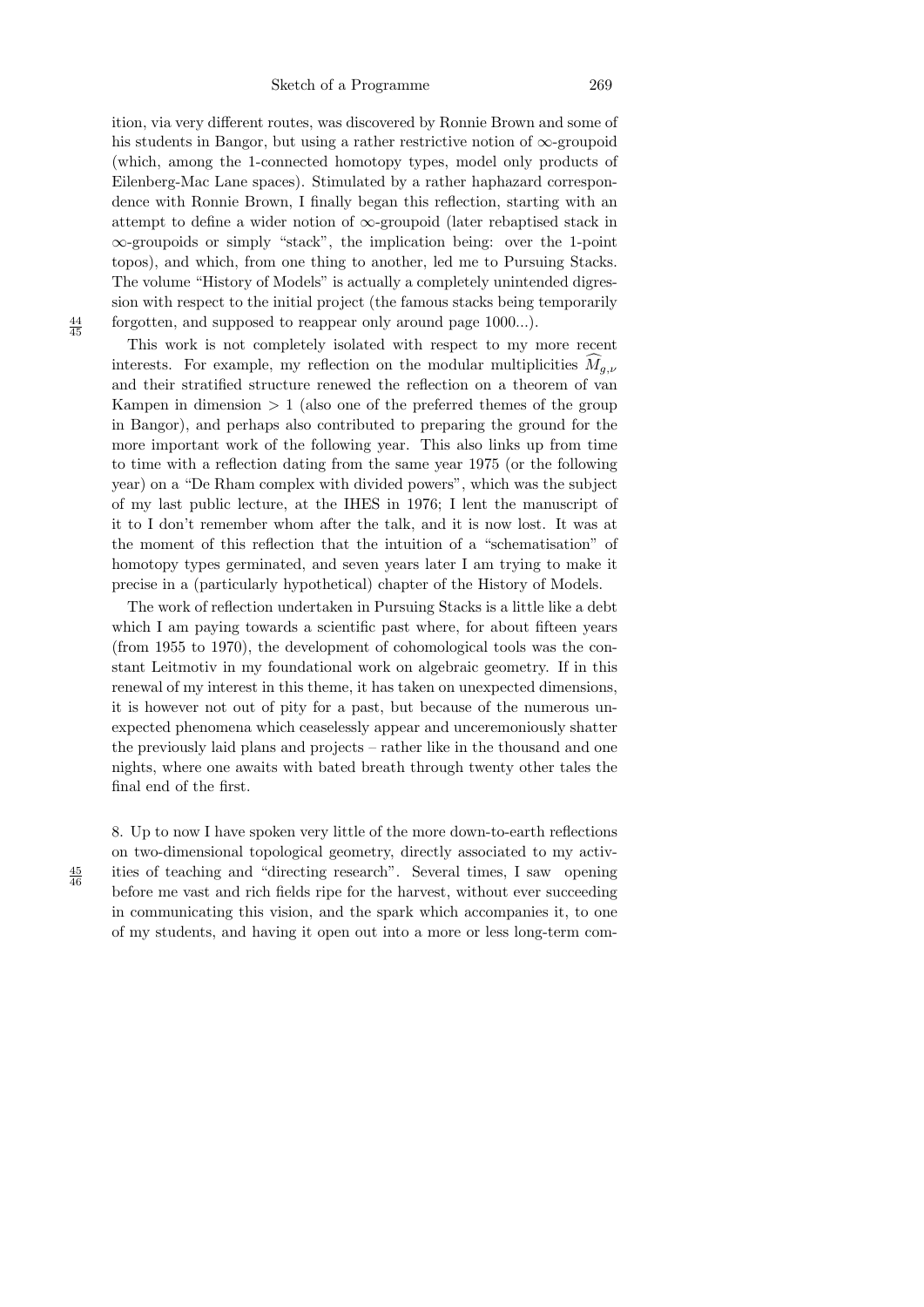ition, via very different routes, was discovered by Ronnie Brown and some of his students in Bangor, but using a rather restrictive notion of $\infty$-groupoid (which, among the 1-connected homotopy types, model only products of Eilenberg-Mac Lane spaces). Stimulated by a rather haphazard correspondence with Ronnie Brown, I finally began this reflection, starting with an attempt to define a wider notion of $\infty$-groupoid (later rebaptised stack in $\infty$-groupoids or simply "stack", the implication being: over the 1-point topos), and which, from one thing to another, led me to Pursuing Stacks. The volume "History of Models" is actually a completely unintended digression with respect to the initial project (the famous stacks being temporarily forgotten, and supposed to reappear only around page 1000...).

This work is not completely isolated with respect to my more recent interests. For example, my reflection on the modular multiplicities $\widehat{M}_{g,\nu}$ and their stratified structure renewed the reflection on a theorem of van Kampen in dimension $> 1$ (also one of the preferred themes of the group in Bangor), and perhaps also contributed to preparing the ground for the more important work of the following year. This also links up from time to time with a reflection dating from the same year 1975 (or the following year) on a "De Rham complex with divided powers", which was the subject of my last public lecture, at the IHES in 1976; I lent the manuscript of it to I don't remember whom after the talk, and it is now lost. It was at the moment of this reflection that the intuition of a "schematisation" of homotopy types germinated, and seven years later I am trying to make it precise in a (particularly hypothetical) chapter of the History of Models.

The work of reflection undertaken in Pursuing Stacks is a little like a debt which I am paying towards a scientific past where, for about fifteen years (from 1955 to 1970), the development of cohomological tools was the constant Leitmotiv in my foundational work on algebraic geometry. If in this renewal of my interest in this theme, it has taken on unexpected dimensions, it is however not out of pity for a past, but because of the numerous unexpected phenomena which ceaselessly appear and unceremoniously shatter the previously laid plans and projects – rather like in the thousand and one nights, where one awaits with bated breath through twenty other tales the final end of the first.

8. Up to now I have spoken very little of the more down-to-earth reflections on two-dimensional topological geometry, directly associated to my activities of teaching and "directing research". Several times, I saw opening before me vast and rich fields ripe for the harvest, without ever succeeding in communicating this vision, and the spark which accompanies it, to one of my students, and having it open out into a more or less long-term com-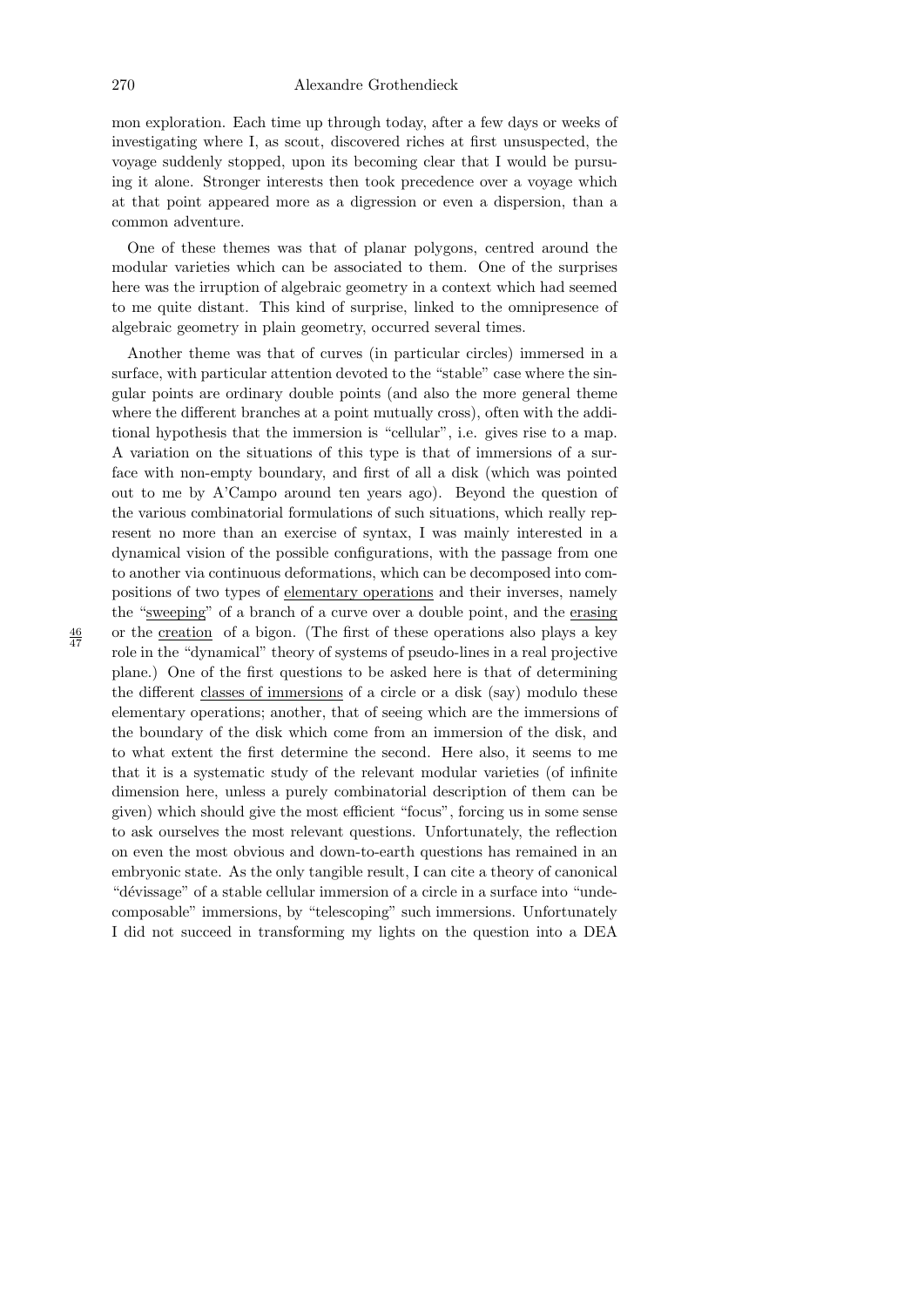mon exploration. Each time up through today, after a few days or weeks of investigating where I, as scout, discovered riches at first unsuspected, the voyage suddenly stopped, upon its becoming clear that I would be pursuing it alone. Stronger interests then took precedence over a voyage which at that point appeared more as a digression or even a dispersion, than a common adventure.

One of these themes was that of planar polygons, centred around the modular varieties which can be associated to them. One of the surprises here was the irruption of algebraic geometry in a context which had seemed to me quite distant. This kind of surprise, linked to the omnipresence of algebraic geometry in plain geometry, occurred several times.

Another theme was that of curves (in particular circles) immersed in a surface, with particular attention devoted to the "stable" case where the singular points are ordinary double points (and also the more general theme where the different branches at a point mutually cross), often with the additional hypothesis that the immersion is "cellular", i.e. gives rise to a map. A variation on the situations of this type is that of immersions of a surface with non-empty boundary, and first of all a disk (which was pointed out to me by A'Campo around ten years ago). Beyond the question of the various combinatorial formulations of such situations, which really represent no more than an exercise of syntax, I was mainly interested in a dynamical vision of the possible configurations, with the passage from one to another via continuous deformations, which can be decomposed into compositions of two types of elementary operations and their inverses, namely the "sweeping" of a branch of a curve over a double point, and the erasing or the creation of a bigon. (The first of these operations also plays a key role in the "dynamical" theory of systems of pseudo-lines in a real projective plane.) One of the first questions to be asked here is that of determining the different classes of immersions of a circle or a disk (say) modulo these elementary operations; another, that of seeing which are the immersions of the boundary of the disk which come from an immersion of the disk, and to what extent the first determine the second. Here also, it seems to me that it is a systematic study of the relevant modular varieties (of infinite dimension here, unless a purely combinatorial description of them can be given) which should give the most efficient "focus", forcing us in some sense to ask ourselves the most relevant questions. Unfortunately, the reflection on even the most obvious and down-to-earth questions has remained in an embryonic state. As the only tangible result, I can cite a theory of canonical "dévissage" of a stable cellular immersion of a circle in a surface into "undecomposable" immersions, by "telescoping" such immersions. Unfortunately I did not succeed in transforming my lights on the question into a DEA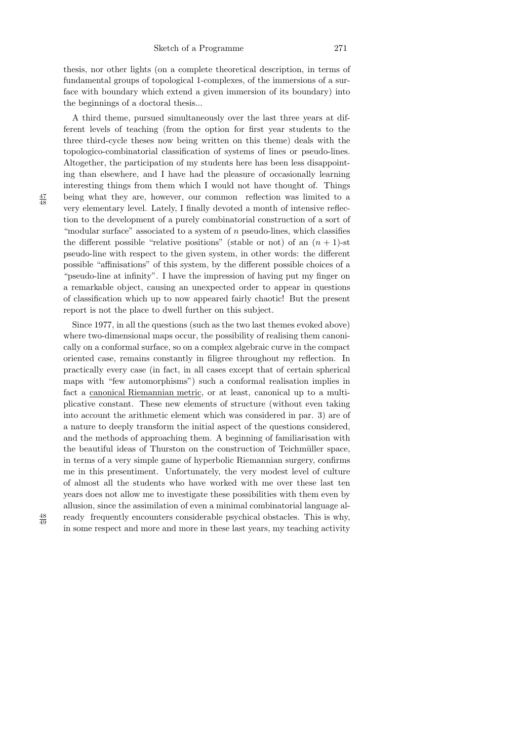thesis, nor other lights (on a complete theoretical description, in terms of fundamental groups of topological 1-complexes, of the immersions of a surface with boundary which extend a given immersion of its boundary) into the beginnings of a doctoral thesis...

A third theme, pursued simultaneously over the last three years at different levels of teaching (from the option for first year students to the three third-cycle theses now being written on this theme) deals with the topologico-combinatorial classification of systems of lines or pseudo-lines. Altogether, the participation of my students here has been less disappointing than elsewhere, and I have had the pleasure of occasionally learning interesting things from them which I would not have thought of. Things being what they are, however, our common reflection was limited to a very elementary level. Lately, I finally devoted a month of intensive reflection to the development of a purely combinatorial construction of a sort of "modular surface" associated to a system of $n$ pseudo-lines, which classifies the different possible "relative positions" (stable or not) of an $(n+1)$-st pseudo-line with respect to the given system, in other words: the different possible "affinisations" of this system, by the different possible choices of a "pseudo-line at infinity". I have the impression of having put my finger on a remarkable object, causing an unexpected order to appear in questions of classification which up to now appeared fairly chaotic! But the present report is not the place to dwell further on this subject.

Since 1977, in all the questions (such as the two last themes evoked above) where two-dimensional maps occur, the possibility of realising them canonically on a conformal surface, so on a complex algebraic curve in the compact oriented case, remains constantly in filigree throughout my reflection. In practically every case (in fact, in all cases except that of certain spherical maps with "few automorphisms") such a conformal realisation implies in fact a canonical Riemannian metric, or at least, canonical up to a multiplicative constant. These new elements of structure (without even taking into account the arithmetic element which was considered in par. 3) are of a nature to deeply transform the initial aspect of the questions considered, and the methods of approaching them. A beginning of familiarisation with the beautiful ideas of Thurston on the construction of Teichmüller space, in terms of a very simple game of hyperbolic Riemannian surgery, confirms me in this presentiment. Unfortunately, the very modest level of culture of almost all the students who have worked with me over these last ten years does not allow me to investigate these possibilities with them even by allusion, since the assimilation of even a minimal combinatorial language already frequently encounters considerable psychical obstacles. This is why, in some respect and more and more in these last years, my teaching activity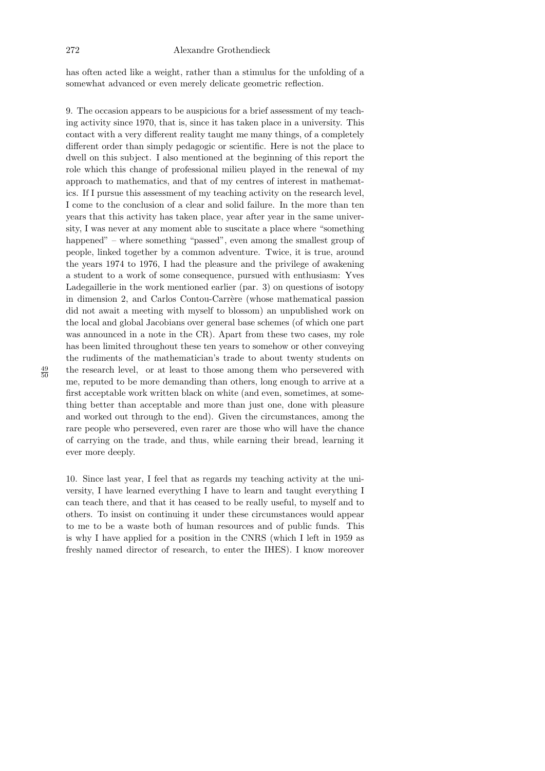has often acted like a weight, rather than a stimulus for the unfolding of a somewhat advanced or even merely delicate geometric reflection.

9. The occasion appears to be auspicious for a brief assessment of my teaching activity since 1970, that is, since it has taken place in a university. This contact with a very different reality taught me many things, of a completely different order than simply pedagogic or scientific. Here is not the place to dwell on this subject. I also mentioned at the beginning of this report the role which this change of professional milieu played in the renewal of my approach to mathematics, and that of my centres of interest in mathematics. If I pursue this assessment of my teaching activity on the research level, I come to the conclusion of a clear and solid failure. In the more than ten years that this activity has taken place, year after year in the same university, I was never at any moment able to suscitate a place where "something happened" – where something "passed", even among the smallest group of people, linked together by a common adventure. Twice, it is true, around the years 1974 to 1976, I had the pleasure and the privilege of awakening a student to a work of some consequence, pursued with enthusiasm: Yves Ladegaillerie in the work mentioned earlier (par. 3) on questions of isotopy in dimension 2, and Carlos Contou-Carrère (whose mathematical passion did not await a meeting with myself to blossom) an unpublished work on the local and global Jacobians over general base schemes (of which one part was announced in a note in the CR). Apart from these two cases, my role has been limited throughout these ten years to somehow or other conveying the rudiments of the mathematician's trade to about twenty students on the research level, or at least to those among them who persevered with me, reputed to be more demanding than others, long enough to arrive at a first acceptable work written black on white (and even, sometimes, at something better than acceptable and more than just one, done with pleasure and worked out through to the end). Given the circumstances, among the rare people who persevered, even rarer are those who will have the chance of carrying on the trade, and thus, while earning their bread, learning it ever more deeply.

10. Since last year, I feel that as regards my teaching activity at the university, I have learned everything I have to learn and taught everything I can teach there, and that it has ceased to be really useful, to myself and to others. To insist on continuing it under these circumstances would appear to me to be a waste both of human resources and of public funds. This is why I have applied for a position in the CNRS (which I left in 1959 as freshly named director of research, to enter the IHES). I know moreover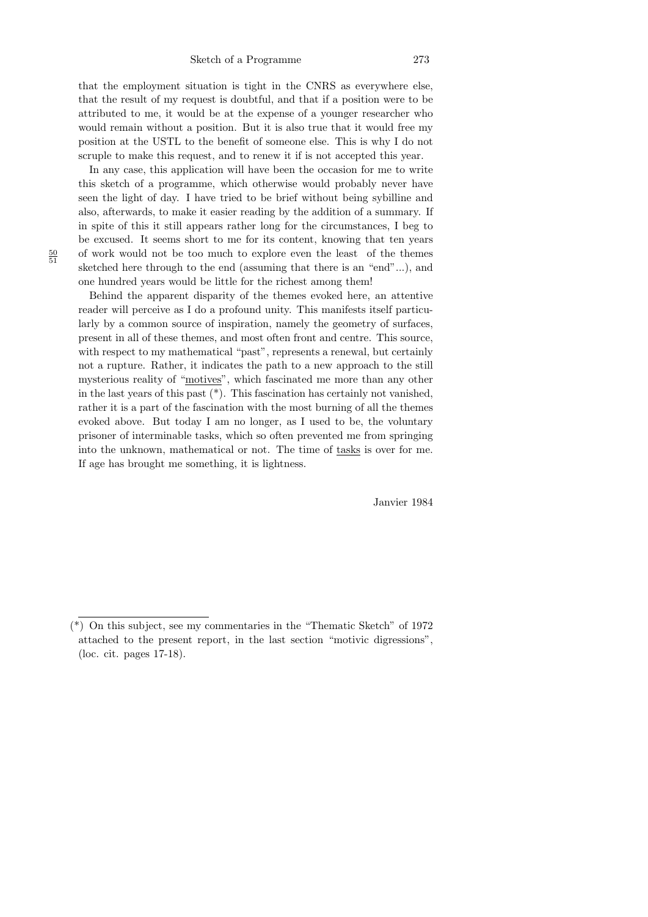that the employment situation is tight in the CNRS as everywhere else, that the result of my request is doubtful, and that if a position were to be attributed to me, it would be at the expense of a younger researcher who would remain without a position. But it is also true that it would free my position at the USTL to the benefit of someone else. This is why I do not scruple to make this request, and to renew it if is not accepted this year.

In any case, this application will have been the occasion for me to write this sketch of a programme, which otherwise would probably never have seen the light of day. I have tried to be brief without being sybilline and also, afterwards, to make it easier reading by the addition of a summary. If in spite of this it still appears rather long for the circumstances, I beg to be excused. It seems short to me for its content, knowing that ten years of work would not be too much to explore even the least of the themes sketched here through to the end (assuming that there is an "end"...), and one hundred years would be little for the richest among them!

Behind the apparent disparity of the themes evoked here, an attentive reader will perceive as I do a profound unity. This manifests itself particularly by a common source of inspiration, namely the geometry of surfaces, present in all of these themes, and most often front and centre. This source, with respect to my mathematical "past", represents a renewal, but certainly not a rupture. Rather, it indicates the path to a new approach to the still mysterious reality of "<u>motives</u>", which fascinated me more than any other in the last years of this past (*). This fascination has certainly not vanished, rather it is a part of the fascination with the most burning of all the themes evoked above. But today I am no longer, as I used to be, the voluntary prisoner of interminable tasks, which so often prevented me from springing into the unknown, mathematical or not. The time of <u>tasks</u> is over for me. If age has brought me something, it is lightness.

Janvier 1984

(*) On this subject, see my commentaries in the "Thematic Sketch" of 1972 attached to the present report, in the last section "motivic digressions", (loc. cit. pages 17-18).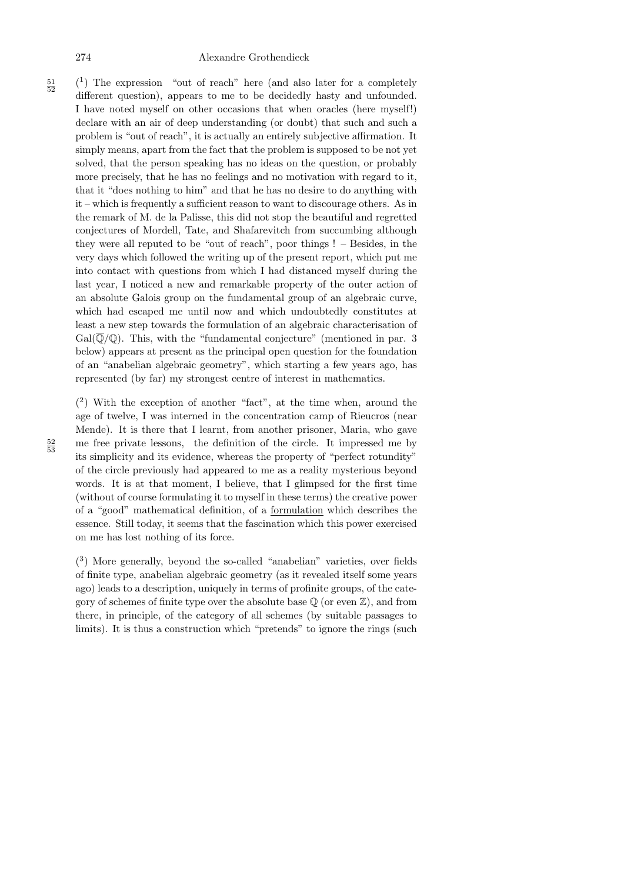([1]) The expression "out of reach" here (and also later for a completely different question), appears to me to be decidedly hasty and unfounded. I have noted myself on other occasions that when oracles (here myself!) declare with an air of deep understanding (or doubt) that such and such a problem is "out of reach", it is actually an entirely subjective affirmation. It simply means, apart from the fact that the problem is supposed to be not yet solved, that the person speaking has no ideas on the question, or probably more precisely, that he has no feelings and no motivation with regard to it, that it "does nothing to him" and that he has no desire to do anything with it – which is frequently a sufficient reason to want to discourage others. As in the remark of M. de la Palisse, this did not stop the beautiful and regretted conjectures of Mordell, Tate, and Shafarevitch from succumbing although they were all reputed to be "out of reach", poor things ! – Besides, in the very days which followed the writing up of the present report, which put me into contact with questions from which I had distanced myself during the last year, I noticed a new and remarkable property of the outer action of an absolute Galois group on the fundamental group of an algebraic curve, which had escaped me until now and which undoubtedly constitutes at least a new step towards the formulation of an algebraic characterisation of $\mathrm{Gal}(\overline{\mathbb{Q}}/\mathbb{Q})$. This, with the "fundamental conjecture" (mentioned in par. 3 below) appears at present as the principal open question for the foundation of an "anabelian algebraic geometry", which starting a few years ago, has represented (by far) my strongest centre of interest in mathematics.

([2]) With the exception of another "fact", at the time when, around the age of twelve, I was interned in the concentration camp of Rieucros (near Mende). It is there that I learnt, from another prisoner, Maria, who gave me free private lessons, the definition of the circle. It impressed me by its simplicity and its evidence, whereas the property of "perfect rotundity" of the circle previously had appeared to me as a reality mysterious beyond words. It is at that moment, I believe, that I glimpsed for the first time (without of course formulating it to myself in these terms) the creative power of a "good" mathematical definition, of a formulation which describes the essence. Still today, it seems that the fascination which this power exercised on me has lost nothing of its force.

([3]) More generally, beyond the so-called "anabelian" varieties, over fields of finite type, anabelian algebraic geometry (as it revealed itself some years ago) leads to a description, uniquely in terms of profinite groups, of the category of schemes of finite type over the absolute base $\mathbb{Q}$ (or even $\mathbb{Z}$), and from there, in principle, of the category of all schemes (by suitable passages to limits). It is thus a construction which "pretends" to ignore the rings (such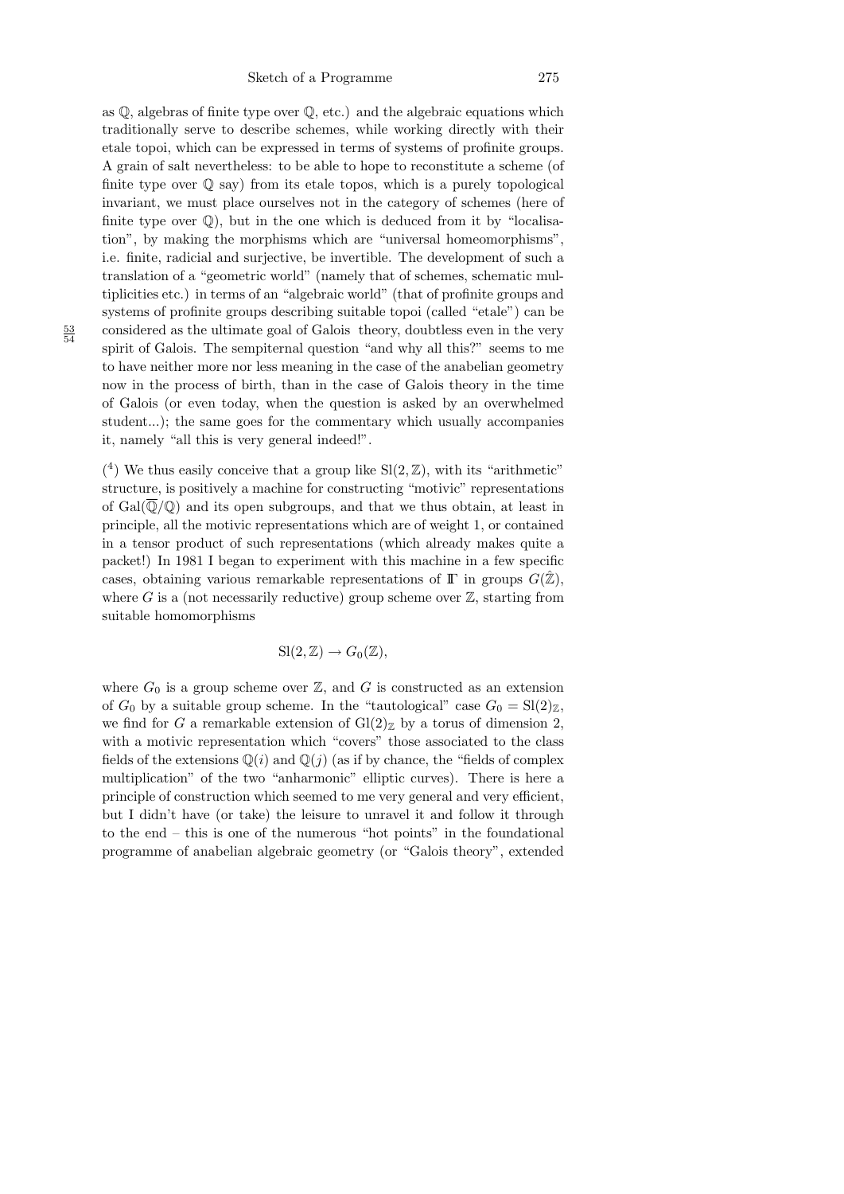as $\mathbb{Q}$, algebras of finite type over $\mathbb{Q}$, etc.) and the algebraic equations which traditionally serve to describe schemes, while working directly with their etale topoi, which can be expressed in terms of systems of profinite groups. A grain of salt nevertheless: to be able to hope to reconstitute a scheme (of finite type over $\mathbb{Q}$ say) from its etale topos, which is a purely topological invariant, we must place ourselves not in the category of schemes (here of finite type over $\mathbb{Q}$), but in the one which is deduced from it by "localisation", by making the morphisms which are "universal homeomorphisms", i.e. finite, radicial and surjective, be invertible. The development of such a translation of a "geometric world" (namely that of schemes, schematic multiplicities etc.) in terms of an "algebraic world" (that of profinite groups and systems of profinite groups describing suitable topoi (called "etale") can be considered as the ultimate goal of Galois theory, doubtless even in the very spirit of Galois. The sempiternal question "and why all this?" seems to me to have neither more nor less meaning in the case of the anabelian geometry now in the process of birth, than in the case of Galois theory in the time of Galois (or even today, when the question is asked by an overwhelmed student...); the same goes for the commentary which usually accompanies it, namely "all this is very general indeed!".

([4]) We thus easily conceive that a group like $\mathrm{Sl}(2,\mathbb{Z})$, with its "arithmetic" structure, is positively a machine for constructing "motivic" representations of $\mathrm{Gal}(\overline{\mathbb{Q}}/\mathbb{Q})$ and its open subgroups, and that we thus obtain, at least in principle, all the motivic representations which are of weight 1, or contained in a tensor product of such representations (which already makes quite a packet!) In 1981 I began to experiment with this machine in a few specific cases, obtaining various remarkable representations of $\mathbb{\Gamma}$ in groups $G(\hat{\mathbb{Z}})$, where $G$ is a (not necessarily reductive) group scheme over $\mathbb{Z}$, starting from suitable homomorphisms

$$\mathrm{Sl}(2,\mathbb{Z}) \to G_0(\mathbb{Z}),$$

where $G_0$ is a group scheme over $\mathbb{Z}$, and $G$ is constructed as an extension of $G_0$ by a suitable group scheme. In the "tautological" case $G_0 = \mathrm{Sl}(2)_{\mathbb{Z}}$, we find for $G$ a remarkable extension of $\mathrm{Gl}(2)_{\mathbb{Z}}$ by a torus of dimension 2, with a motivic representation which "covers" those associated to the class fields of the extensions $\mathbb{Q}(i)$ and $\mathbb{Q}(j)$ (as if by chance, the "fields of complex multiplication" of the two "anharmonic" elliptic curves). There is here a principle of construction which seemed to me very general and very efficient, but I didn't have (or take) the leisure to unravel it and follow it through to the end – this is one of the numerous "hot points" in the foundational programme of anabelian algebraic geometry (or "Galois theory", extended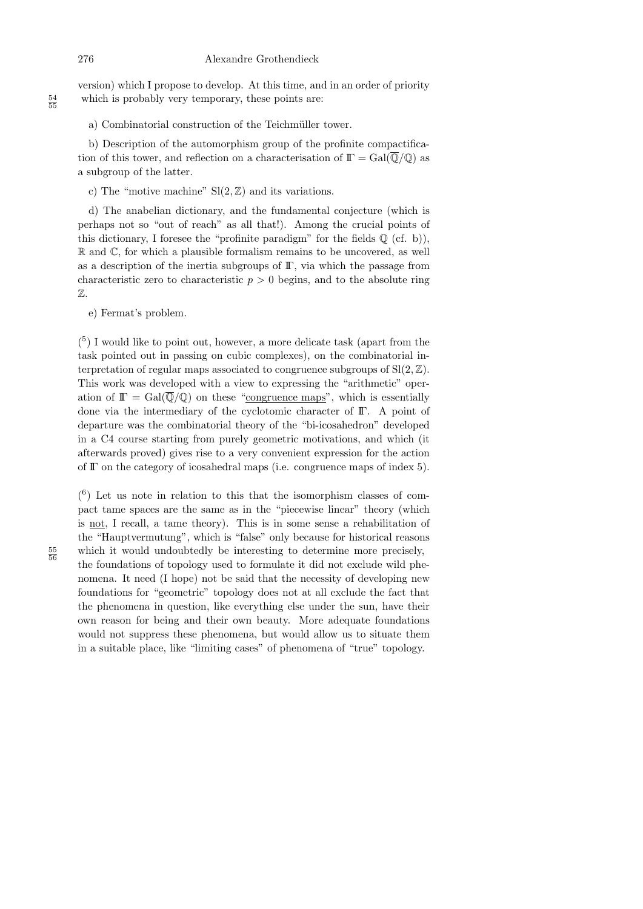version) which I propose to develop. At this time, and in an order of priority which is probably very temporary, these points are:

a) Combinatorial construction of the Teichmüller tower.

b) Description of the automorphism group of the profinite compactification of this tower, and reflection on a characterisation of $\mathbb{\Gamma} = \mathrm{Gal}(\overline{\mathbb{Q}}/\mathbb{Q})$ as a subgroup of the latter.

c) The "motive machine" $\mathrm{Sl}(2,\mathbb{Z})$ and its variations.

d) The anabelian dictionary, and the fundamental conjecture (which is perhaps not so "out of reach" as all that!). Among the crucial points of this dictionary, I foresee the "profinite paradigm" for the fields $\mathbb{Q}$ (cf. b)), $\mathbb{R}$ and $\mathbb{C}$, for which a plausible formalism remains to be uncovered, as well as a description of the inertia subgroups of $\mathbb{\Gamma}$, via which the passage from characteristic zero to characteristic $p > 0$ begins, and to the absolute ring $\mathbb{Z}$.

e) Fermat's problem.

([5]) I would like to point out, however, a more delicate task (apart from the task pointed out in passing on cubic complexes), on the combinatorial interpretation of regular maps associated to congruence subgroups of $\mathrm{Sl}(2,\mathbb{Z})$. This work was developed with a view to expressing the "arithmetic" operation of $\mathbb{\Gamma} = \mathrm{Gal}(\overline{\mathbb{Q}}/\mathbb{Q})$ on these "congruence maps", which is essentially done via the intermediary of the cyclotomic character of $\mathbb{\Gamma}$. A point of departure was the combinatorial theory of the "bi-icosahedron" developed in a C4 course starting from purely geometric motivations, and which (it afterwards proved) gives rise to a very convenient expression for the action of $\mathbb{\Gamma}$ on the category of icosahedral maps (i.e. congruence maps of index 5).

([6]) Let us note in relation to this that the isomorphism classes of compact tame spaces are the same as in the "piecewise linear" theory (which is not, I recall, a tame theory). This is in some sense a rehabilitation of the "Hauptvermutung", which is "false" only because for historical reasons which it would undoubtedly be interesting to determine more precisely, the foundations of topology used to formulate it did not exclude wild phenomena. It need (I hope) not be said that the necessity of developing new foundations for "geometric" topology does not at all exclude the fact that the phenomena in question, like everything else under the sun, have their own reason for being and their own beauty. More adequate foundations would not suppress these phenomena, but would allow us to situate them in a suitable place, like "limiting cases" of phenomena of "true" topology.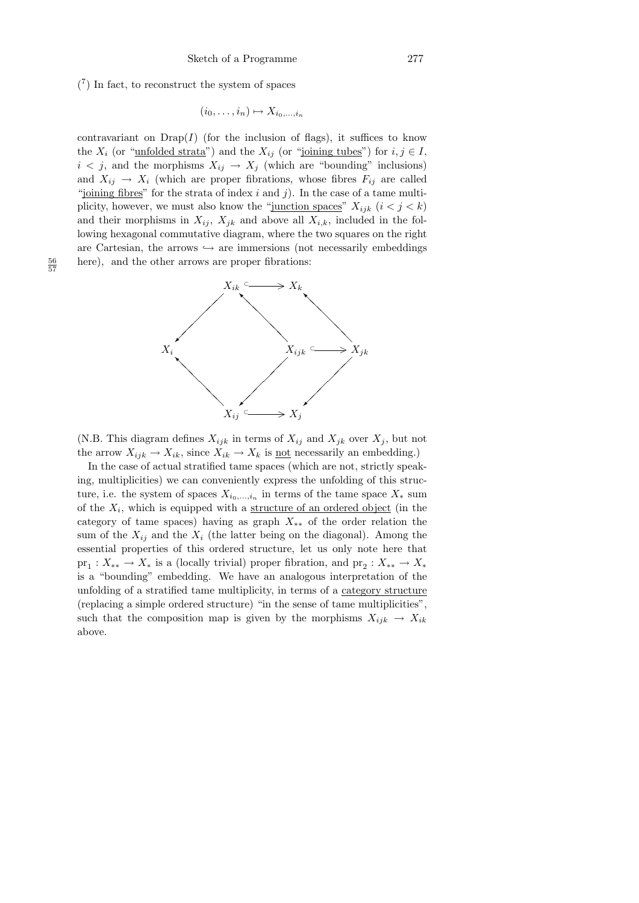(7) In fact, to reconstruct the system of spaces

$$(i_0, \ldots, i_n) \mapsto X_{i_0,\ldots,i_n}$$

contravariant on $\mathrm{Drap}(I)$ (for the inclusion of flags), it suffices to know the $X_i$ (or "unfolded strata") and the $X_{ij}$ (or "joining tubes") for $i, j \in I$, $i < j$, and the morphisms $X_{ij} \to X_j$ (which are "bounding" inclusions) and $X_{ij} \to X_i$ (which are proper fibrations, whose fibres $F_{ij}$ are called "joining fibres" for the strata of index $i$ and $j$). In the case of a tame multiplicity, however, we must also know the "junction spaces" $X_{ijk}$ ($i < j < k$) and their morphisms in $X_{ij}$, $X_{jk}$ and above all $X_{i,k}$, included in the following hexagonal commutative diagram, where the two squares on the right are Cartesian, the arrows $\hookrightarrow$ are immersions (not necessarily embeddings here), and the other arrows are proper fibrations:

$X_{ik}$ $\hookrightarrow$ $X_k$

$X_i$ $\quad$ $X_{ijk}$ $\hookrightarrow$ $X_{jk}$

$X_{ij}$ $\hookrightarrow$ $X_j$

(N.B. This diagram defines $X_{ijk}$ in terms of $X_{ij}$ and $X_{jk}$ over $X_j$, but not the arrow $X_{ijk} \to X_{ik}$, since $X_{ik} \to X_k$ is not necessarily an embedding.)

In the case of actual stratified tame spaces (which are not, strictly speaking, multiplicities) we can conveniently express the unfolding of this structure, i.e. the system of spaces $X_{i_0,\ldots,i_n}$ in terms of the tame space $X_*$ sum of the $X_i$, which is equipped with a structure of an ordered object (in the category of tame spaces) having as graph $X_{**}$ of the order relation the sum of the $X_{ij}$ and the $X_i$ (the latter being on the diagonal). Among the essential properties of this ordered structure, let us only note here that $\mathrm{pr}_1 : X_{**} \to X_*$ is a (locally trivial) proper fibration, and $\mathrm{pr}_2 : X_{**} \to X_*$ is a "bounding" embedding. We have an analogous interpretation of the unfolding of a stratified tame multiplicity, in terms of a category structure (replacing a simple ordered structure) "in the sense of tame multiplicities", such that the composition map is given by the morphisms $X_{ijk} \to X_{ik}$ above.